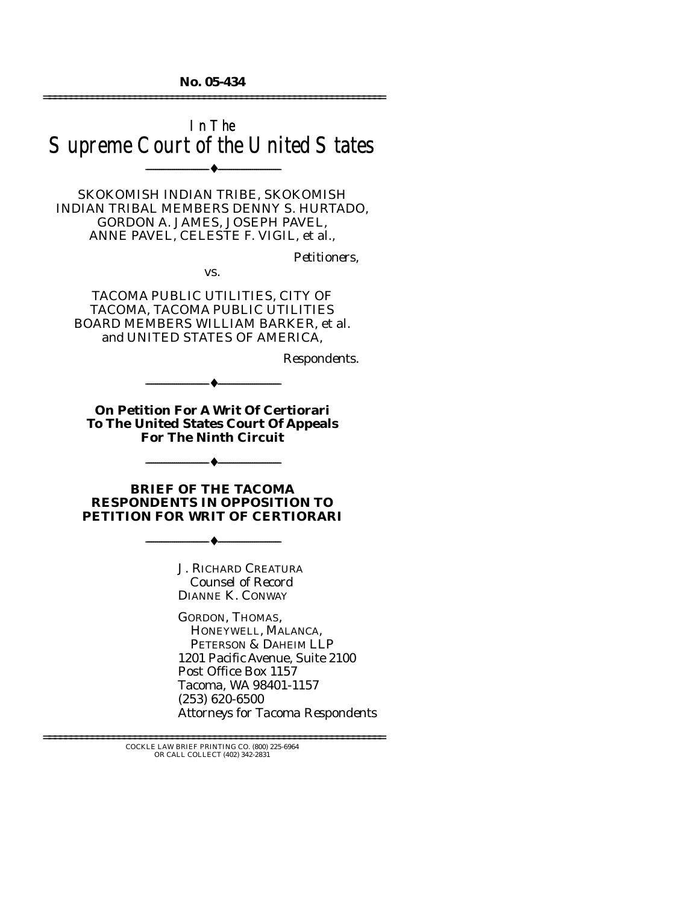No. 05-434

# In The
# Supreme Court of the United States

SKOKOMISH INDIAN TRIBE, SKOKOMISH INDIAN TRIBAL MEMBERS DENNY S. HURTADO, GORDON A. JAMES, JOSEPH PAVEL, ANNE PAVEL, CELESTE F. VIGIL, *et al.*,

*Petitioners,*

vs.

TACOMA PUBLIC UTILITIES, CITY OF TACOMA, TACOMA PUBLIC UTILITIES BOARD MEMBERS WILLIAM BARKER, *et al.* and UNITED STATES OF AMERICA,

*Respondents.*

**On Petition For A Writ Of Certiorari To The United States Court Of Appeals For The Ninth Circuit**

**BRIEF OF THE TACOMA RESPONDENTS IN OPPOSITION TO PETITION FOR WRIT OF CERTIORARI**

J. RICHARD CREATURA
*Counsel of Record*
DIANNE K. CONWAY

GORDON, THOMAS, HONEYWELL, MALANCA, PETERSON & DAHEIM LLP
1201 Pacific Avenue, Suite 2100
Post Office Box 1157
Tacoma, WA 98401-1157
(253) 620-6500
*Attorneys for Tacoma Respondents*

COCKLE LAW BRIEF PRINTING CO. (800) 225-6964
OR CALL COLLECT (402) 342-2831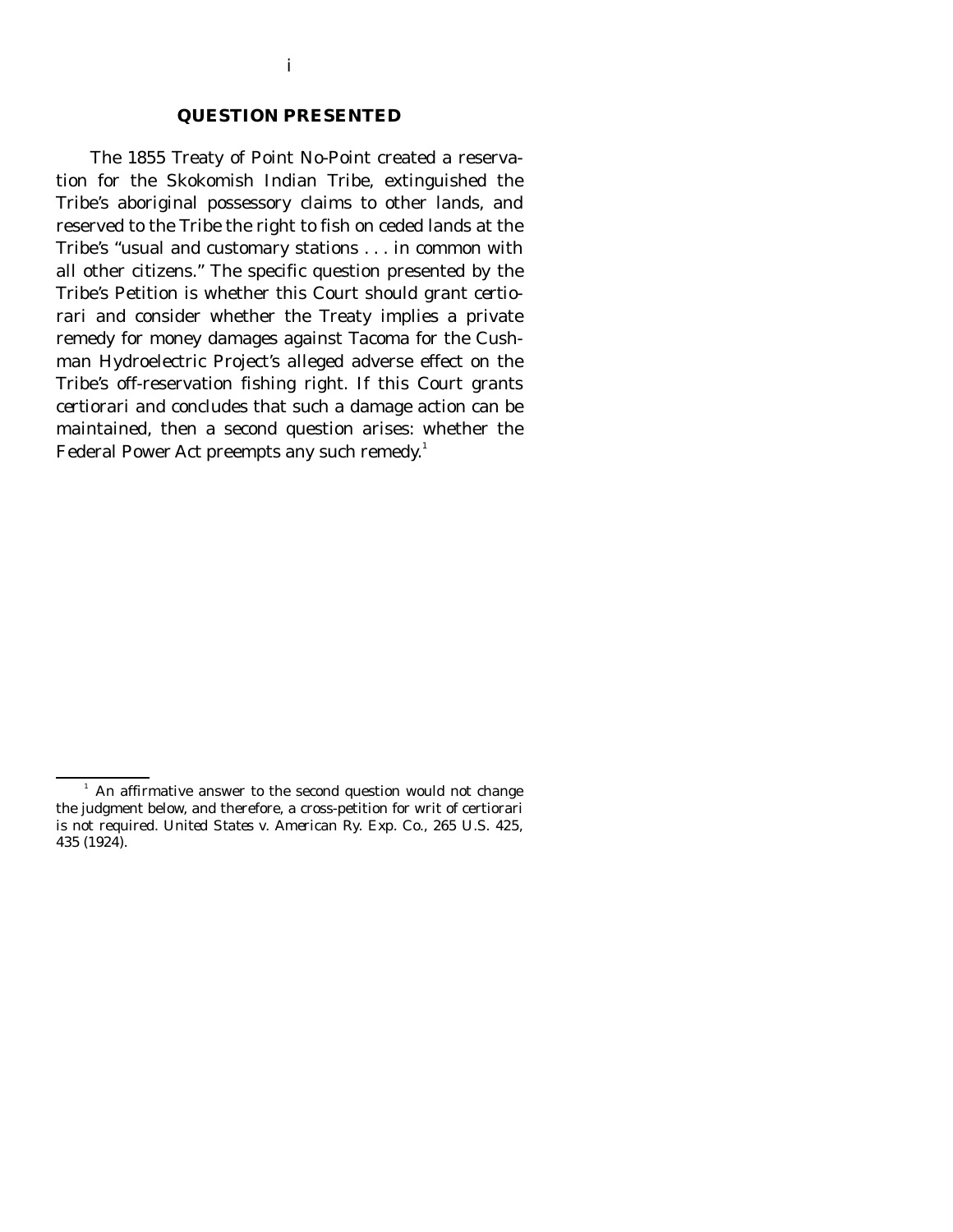## QUESTION PRESENTED

The 1855 Treaty of Point No-Point created a reservation for the Skokomish Indian Tribe, extinguished the Tribe's aboriginal possessory claims to other lands, and reserved to the Tribe the right to fish on ceded lands at the Tribe's "usual and customary stations . . . in common with all other citizens." The specific question presented by the Tribe's Petition is whether this Court should grant *certiorari* and consider whether the Treaty implies a private remedy for money damages against Tacoma for the Cushman Hydroelectric Project's alleged adverse effect on the Tribe's off-reservation fishing right. If this Court grants *certiorari* and concludes that such a damage action can be maintained, then a second question arises: whether the Federal Power Act preempts any such remedy.[1]

---

[1] An affirmative answer to the second question would not change the judgment below, and therefore, a cross-petition for writ of *certiorari* is not required. *United States v. American Ry. Exp. Co.*, 265 U.S. 425, 435 (1924).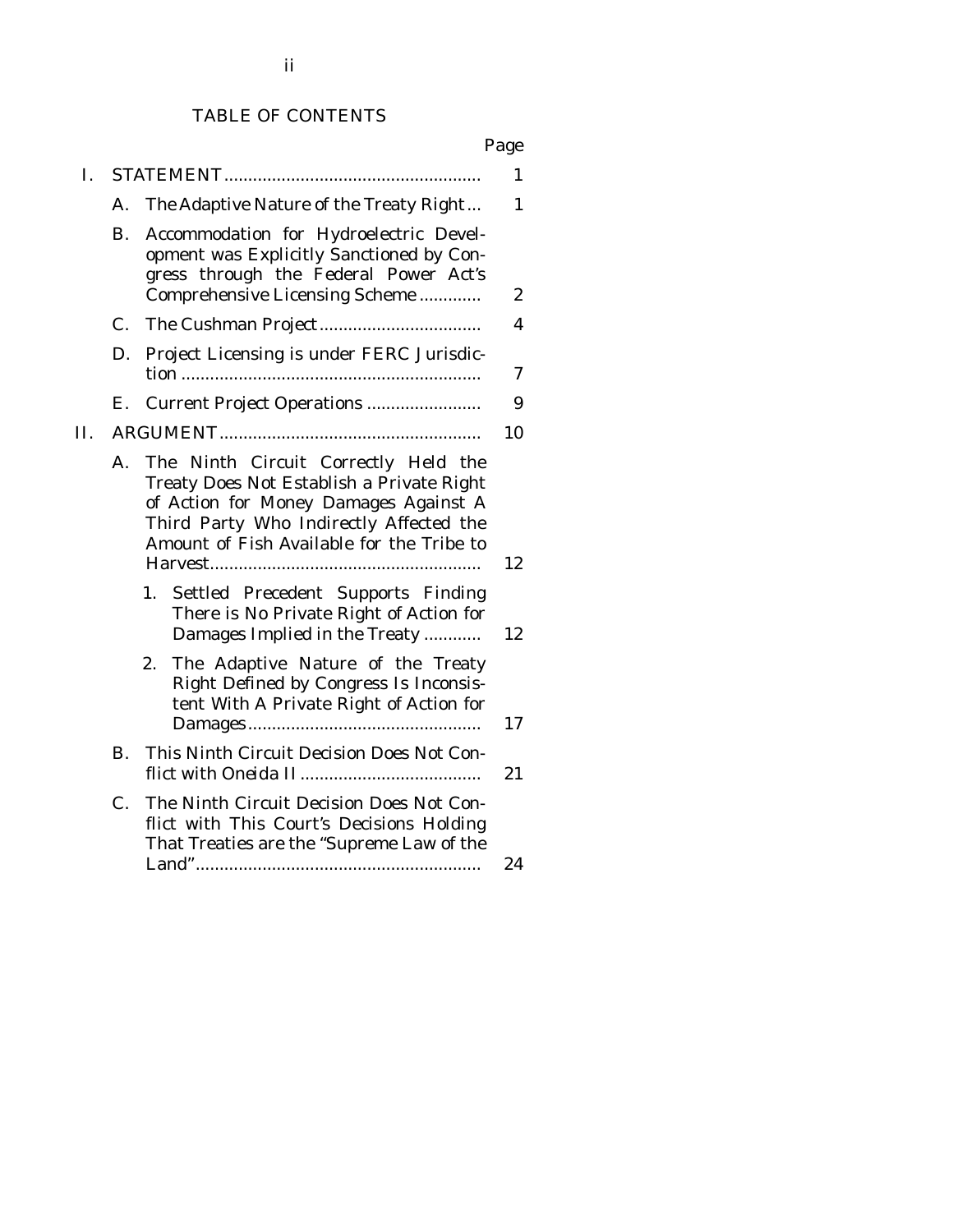## TABLE OF CONTENTS

| | Page |
|---|---|
| I. STATEMENT | 1 |
| A. The Adaptive Nature of the Treaty Right | 1 |
| B. Accommodation for Hydroelectric Development was Explicitly Sanctioned by Congress through the Federal Power Act's Comprehensive Licensing Scheme | 2 |
| C. The Cushman Project | 4 |
| D. Project Licensing is under FERC Jurisdiction | 7 |
| E. Current Project Operations | 9 |
| II. ARGUMENT | 10 |
| A. The Ninth Circuit Correctly Held the Treaty Does Not Establish a Private Right of Action for Money Damages Against A Third Party Who Indirectly Affected the Amount of Fish Available for the Tribe to Harvest | 12 |
| 1. Settled Precedent Supports Finding There is No Private Right of Action for Damages Implied in the Treaty | 12 |
| 2. The Adaptive Nature of the Treaty Right Defined by Congress Is Inconsistent With A Private Right of Action for Damages | 17 |
| B. This Ninth Circuit Decision Does Not Conflict with *Oneida II* | 21 |
| C. The Ninth Circuit Decision Does Not Conflict with This Court's Decisions Holding That Treaties are the "Supreme Law of the Land" | 24 |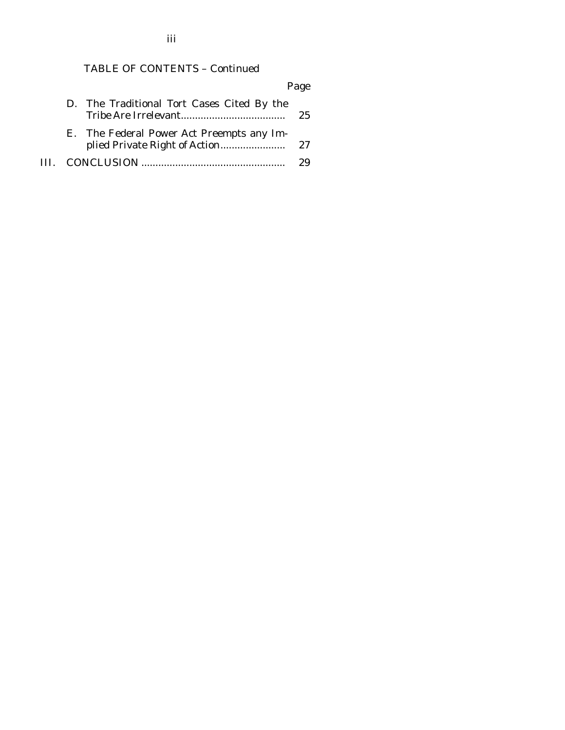TABLE OF CONTENTS – Continued

| | Page |
|---|---|
| D. The Traditional Tort Cases Cited By the Tribe Are Irrelevant | 25 |
| E. The Federal Power Act Preempts any Implied Private Right of Action | 27 |
| III. CONCLUSION | 29 |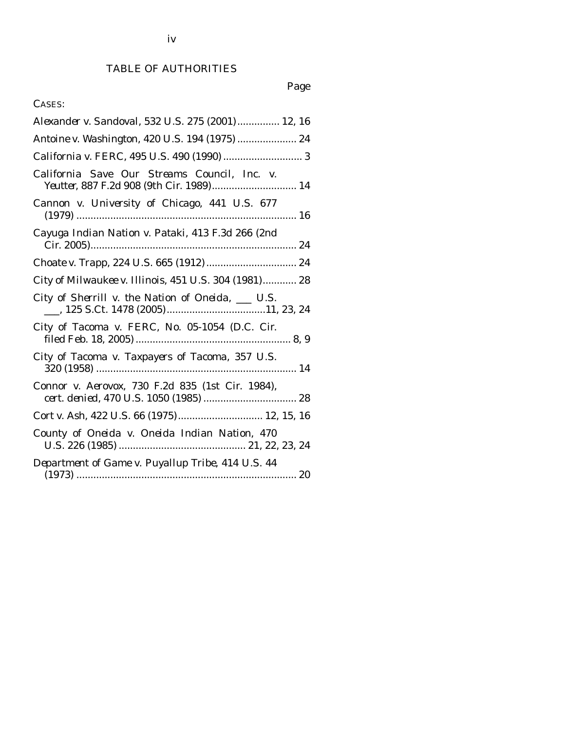# TABLE OF AUTHORITIES

Page

CASES:

*Alexander v. Sandoval*, 532 U.S. 275 (2001) ............... 12, 16

*Antoine v. Washington*, 420 U.S. 194 (1975) ..................... 24

*California v. FERC*, 495 U.S. 490 (1990) ............................ 3

*California Save Our Streams Council, Inc. v. Yeutter*, 887 F.2d 908 (9th Cir. 1989).............................. 14

*Cannon v. University of Chicago*, 441 U.S. 677 (1979) ............................................................................. 16

*Cayuga Indian Nation v. Pataki*, 413 F.3d 266 (2nd Cir. 2005)......................................................................... 24

*Choate v. Trapp*, 224 U.S. 665 (1912) ................................ 24

*City of Milwaukee v. Illinois*, 451 U.S. 304 (1981)............ 28

*City of Sherrill v. the Nation of Oneida*, ___ U.S. ___, 125 S.Ct. 1478 (2005)...................................11, 23, 24

*City of Tacoma v. FERC*, No. 05-1054 (D.C. Cir. filed Feb. 18, 2005) ...................................................... 8, 9

*City of Tacoma v. Taxpayers of Tacoma*, 357 U.S. 320 (1958) ....................................................................... 14

*Connor v. Aerovox*, 730 F.2d 835 (1st Cir. 1984), *cert. denied*, 470 U.S. 1050 (1985) ................................. 28

*Cort v. Ash*, 422 U.S. 66 (1975).............................. 12, 15, 16

*County of Oneida v. Oneida Indian Nation*, 470 U.S. 226 (1985) ............................................. 21, 22, 23, 24

*Department of Game v. Puyallup Tribe*, 414 U.S. 44 (1973) .............................................................................. 20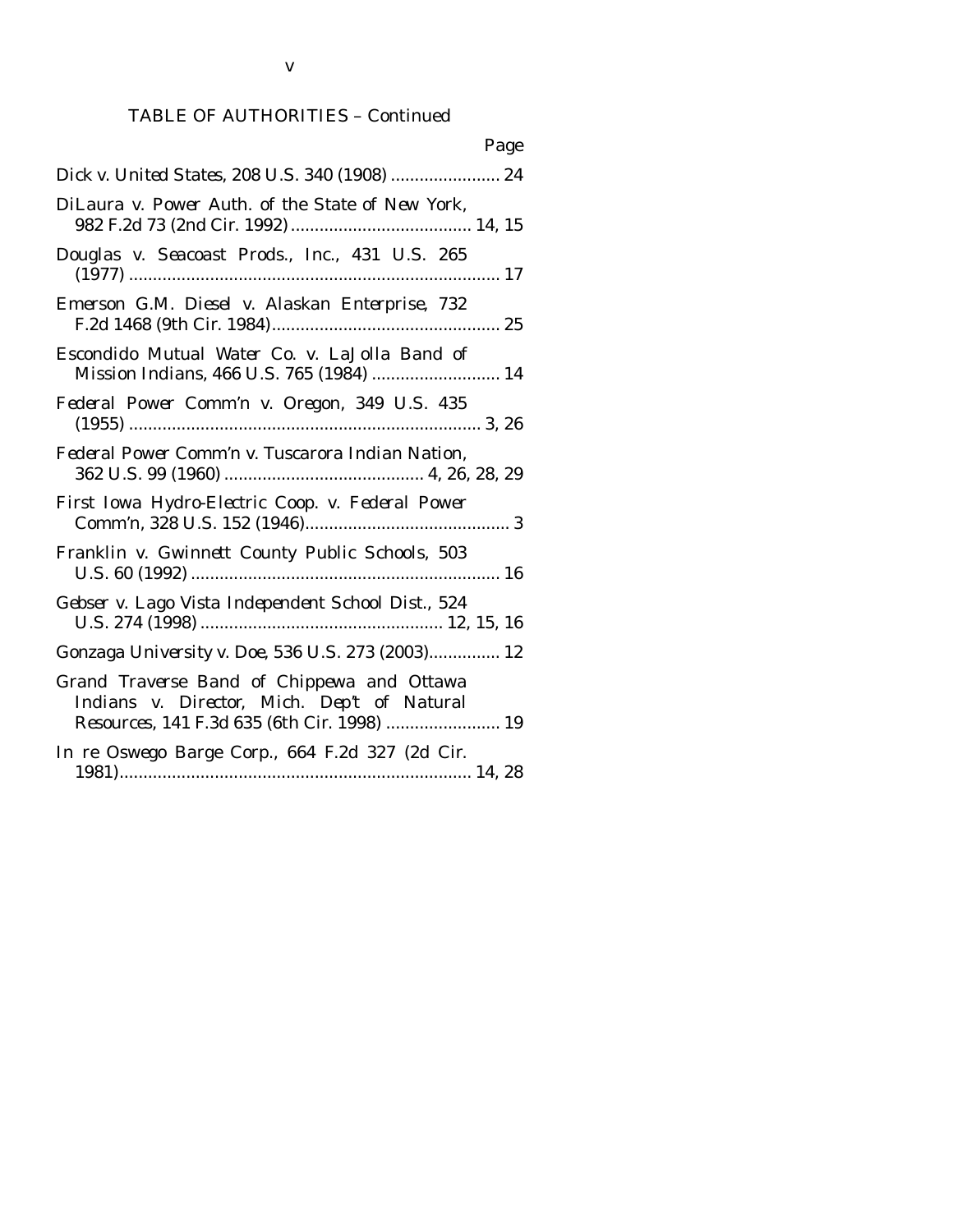TABLE OF AUTHORITIES – Continued

Page

*Dick v. United States*, 208 U.S. 340 (1908) ....................... 24

*DiLaura v. Power Auth. of the State of New York*, 982 F.2d 73 (2nd Cir. 1992) ...................................... 14, 15

*Douglas v. Seacoast Prods., Inc.*, 431 U.S. 265 (1977) ............................................................................ 17

*Emerson G.M. Diesel v. Alaskan Enterprise*, 732 F.2d 1468 (9th Cir. 1984) ................................................ 25

*Escondido Mutual Water Co. v. LaJolla Band of Mission Indians*, 466 U.S. 765 (1984) ........................... 14

*Federal Power Comm'n v. Oregon*, 349 U.S. 435 (1955) .......................................................................... 3, 26

*Federal Power Comm'n v. Tuscarora Indian Nation*, 362 U.S. 99 (1960) .......................................... 4, 26, 28, 29

*First Iowa Hydro-Electric Coop. v. Federal Power Comm'n*, 328 U.S. 152 (1946) ........................................... 3

*Franklin v. Gwinnett County Public Schools*, 503 U.S. 60 (1992) ................................................................. 16

*Gebser v. Lago Vista Independent School Dist.*, 524 U.S. 274 (1998) .................................................. 12, 15, 16

*Gonzaga University v. Doe*, 536 U.S. 273 (2003) ............... 12

*Grand Traverse Band of Chippewa and Ottawa Indians v. Director, Mich. Dep't of Natural Resources*, 141 F.3d 635 (6th Cir. 1998) ........................ 19

*In re Oswego Barge Corp.*, 664 F.2d 327 (2d Cir. 1981) .......................................................................... 14, 28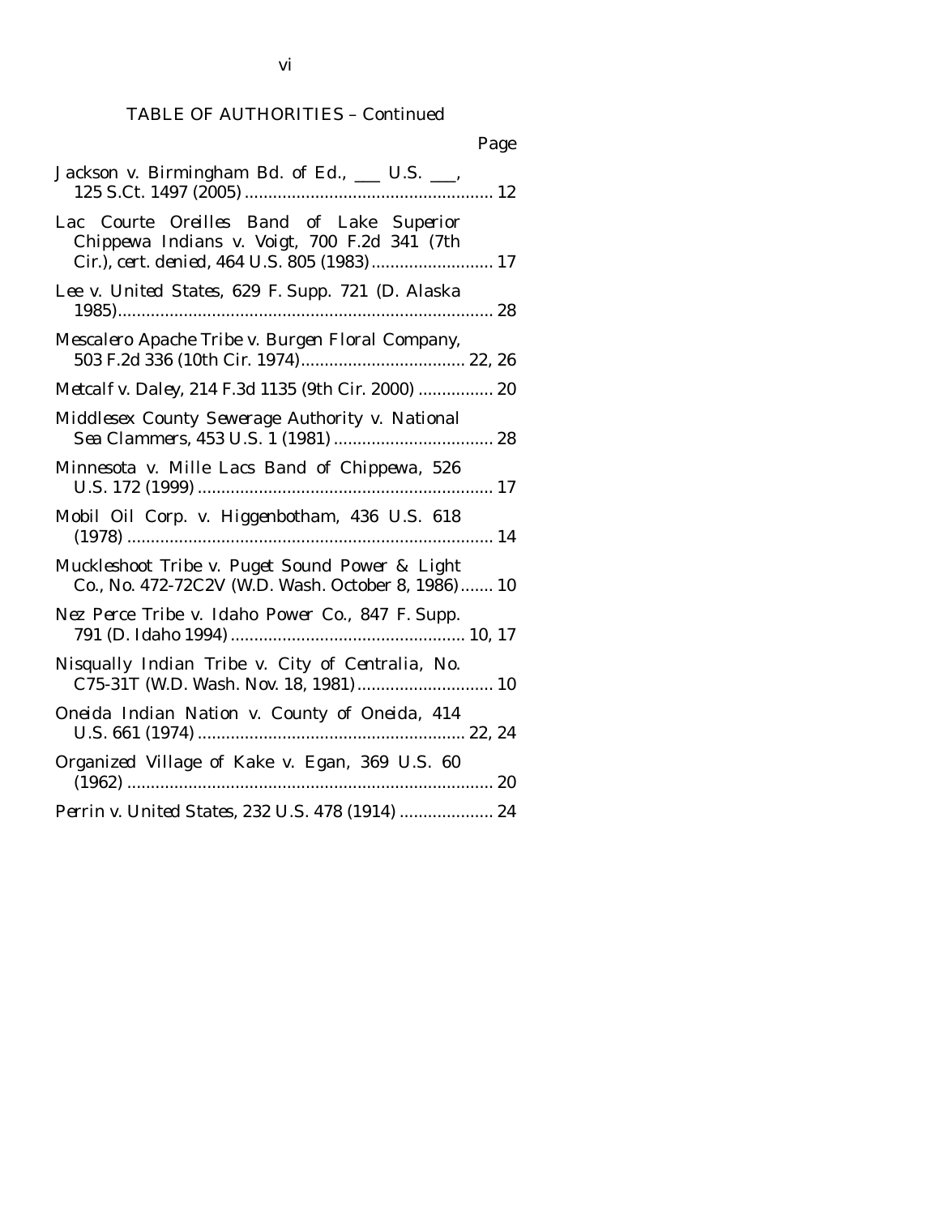TABLE OF AUTHORITIES – Continued

| | Page |
|---|---|
| *Jackson v. Birmingham Bd. of Ed.*, ___ U.S. ___, 125 S.Ct. 1497 (2005) | 12 |
| *Lac Courte Oreilles Band of Lake Superior Chippewa Indians v. Voigt*, 700 F.2d 341 (7th Cir.), *cert. denied*, 464 U.S. 805 (1983) | 17 |
| *Lee v. United States*, 629 F. Supp. 721 (D. Alaska 1985) | 28 |
| *Mescalero Apache Tribe v. Burgen Floral Company*, 503 F.2d 336 (10th Cir. 1974) | 22, 26 |
| *Metcalf v. Daley*, 214 F.3d 1135 (9th Cir. 2000) | 20 |
| *Middlesex County Sewerage Authority v. National Sea Clammers*, 453 U.S. 1 (1981) | 28 |
| *Minnesota v. Mille Lacs Band of Chippewa*, 526 U.S. 172 (1999) | 17 |
| *Mobil Oil Corp. v. Higgenbotham*, 436 U.S. 618 (1978) | 14 |
| *Muckleshoot Tribe v. Puget Sound Power & Light Co.*, No. 472-72C2V (W.D. Wash. October 8, 1986) | 10 |
| *Nez Perce Tribe v. Idaho Power Co.*, 847 F. Supp. 791 (D. Idaho 1994) | 10, 17 |
| *Nisqually Indian Tribe v. City of Centralia*, No. C75-31T (W.D. Wash. Nov. 18, 1981) | 10 |
| *Oneida Indian Nation v. County of Oneida*, 414 U.S. 661 (1974) | 22, 24 |
| *Organized Village of Kake v. Egan*, 369 U.S. 60 (1962) | 20 |
| *Perrin v. United States*, 232 U.S. 478 (1914) | 24 |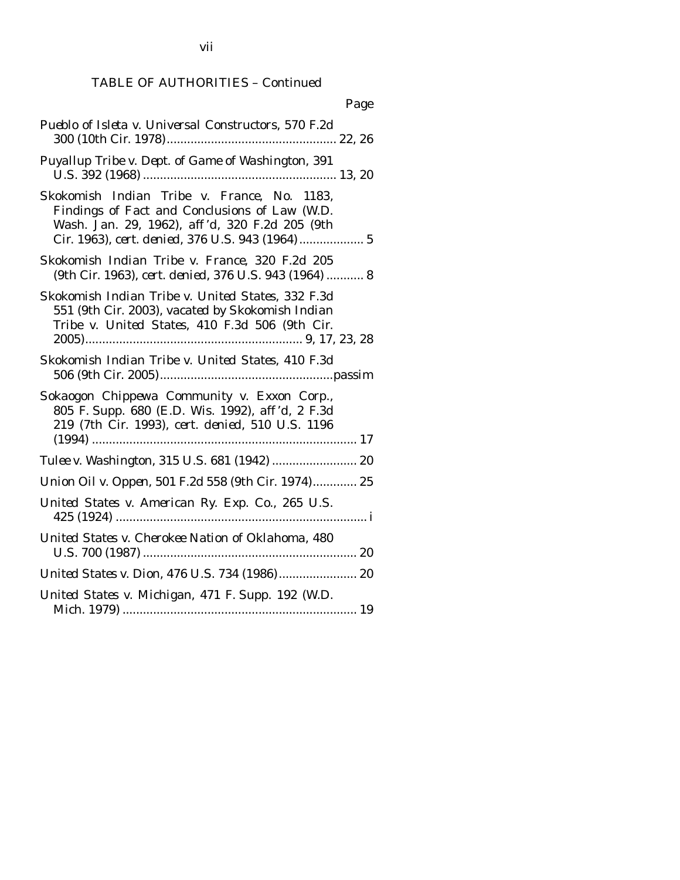TABLE OF AUTHORITIES – Continued

Page

*Pueblo of Isleta v. Universal Constructors*, 570 F.2d 300 (10th Cir. 1978) .................................................. 22, 26

*Puyallup Tribe v. Dept. of Game of Washington*, 391 U.S. 392 (1968) ......................................................... 13, 20

*Skokomish Indian Tribe v. France*, No. 1183, Findings of Fact and Conclusions of Law (W.D. Wash. Jan. 29, 1962), *aff'd*, 320 F.2d 205 (9th Cir. 1963), *cert. denied*, 376 U.S. 943 (1964) ................... 5

*Skokomish Indian Tribe v. France*, 320 F.2d 205 (9th Cir. 1963), *cert. denied*, 376 U.S. 943 (1964) ........... 8

*Skokomish Indian Tribe v. United States*, 332 F.3d 551 (9th Cir. 2003), *vacated by Skokomish Indian Tribe v. United States*, 410 F.3d 506 (9th Cir. 2005) ................................................................ 9, 17, 23, 28

*Skokomish Indian Tribe v. United States*, 410 F.3d 506 (9th Cir. 2005) ...................................................passim

*Sokaogon Chippewa Community v. Exxon Corp.*, 805 F. Supp. 680 (E.D. Wis. 1992), *aff'd*, 2 F.3d 219 (7th Cir. 1993), *cert. denied*, 510 U.S. 1196 (1994) .............................................................................. 17

*Tulee v. Washington*, 315 U.S. 681 (1942) ......................... 20

*Union Oil v. Oppen*, 501 F.2d 558 (9th Cir. 1974)............. 25

*United States v. American Ry. Exp. Co.*, 265 U.S. 425 (1924) .......................................................................... i

*United States v. Cherokee Nation of Oklahoma*, 480 U.S. 700 (1987) ............................................................... 20

*United States v. Dion*, 476 U.S. 734 (1986)....................... 20

*United States v. Michigan*, 471 F. Supp. 192 (W.D. Mich. 1979) ..................................................................... 19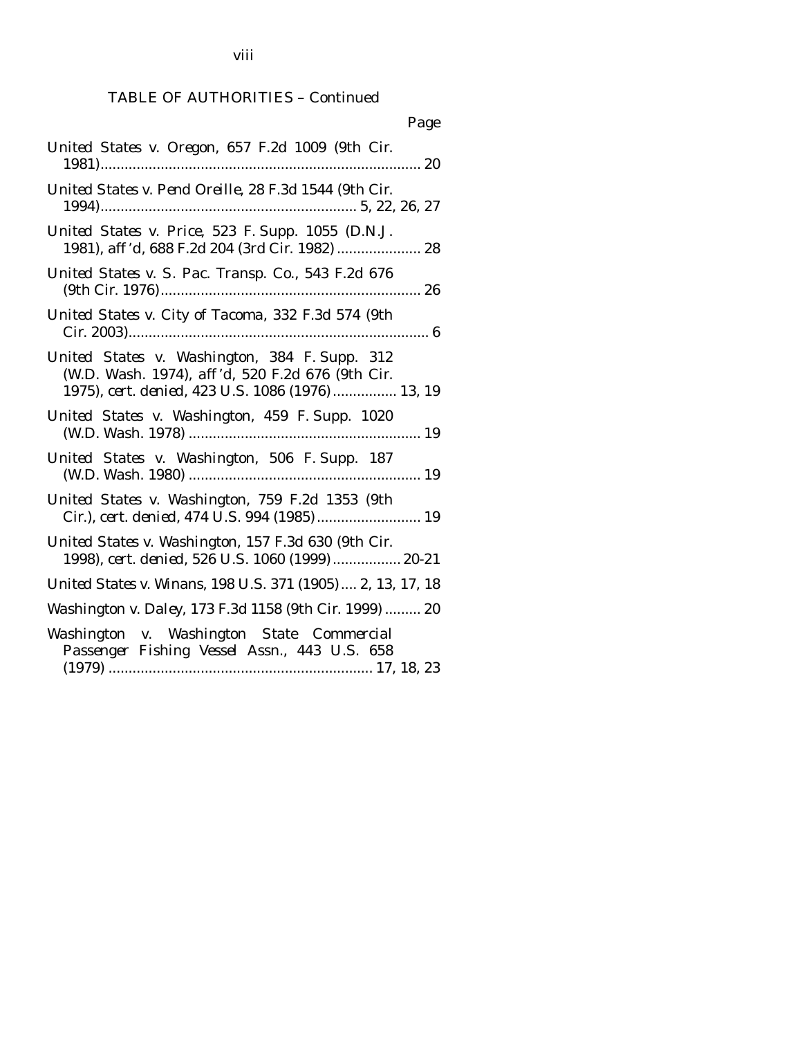TABLE OF AUTHORITIES – Continued

Page

*United States v. Oregon*, 657 F.2d 1009 (9th Cir. 1981)................................................................................ 20

*United States v. Pend Oreille*, 28 F.3d 1544 (9th Cir. 1994)................................................................ 5, 22, 26, 27

*United States v. Price*, 523 F. Supp. 1055 (D.N.J. 1981), *aff'd*, 688 F.2d 204 (3rd Cir. 1982)..................... 28

*United States v. S. Pac. Transp. Co.*, 543 F.2d 676 (9th Cir. 1976)................................................................. 26

*United States v. City of Tacoma*, 332 F.3d 574 (9th Cir. 2003)........................................................................... 6

*United States v. Washington*, 384 F. Supp. 312 (W.D. Wash. 1974), *aff'd*, 520 F.2d 676 (9th Cir. 1975), *cert. denied*, 423 U.S. 1086 (1976)................ 13, 19

*United States v. Washington*, 459 F. Supp. 1020 (W.D. Wash. 1978) .......................................................... 19

*United States v. Washington*, 506 F. Supp. 187 (W.D. Wash. 1980) .......................................................... 19

*United States v. Washington*, 759 F.2d 1353 (9th Cir.), *cert. denied*, 474 U.S. 994 (1985).......................... 19

*United States v. Washington*, 157 F.3d 630 (9th Cir. 1998), *cert. denied*, 526 U.S. 1060 (1999)................. 20-21

*United States v. Winans*, 198 U.S. 371 (1905).... 2, 13, 17, 18

*Washington v. Daley*, 173 F.3d 1158 (9th Cir. 1999)......... 20

*Washington v. Washington State Commercial Passenger Fishing Vessel Assn.*, 443 U.S. 658 (1979) ................................................................. 17, 18, 23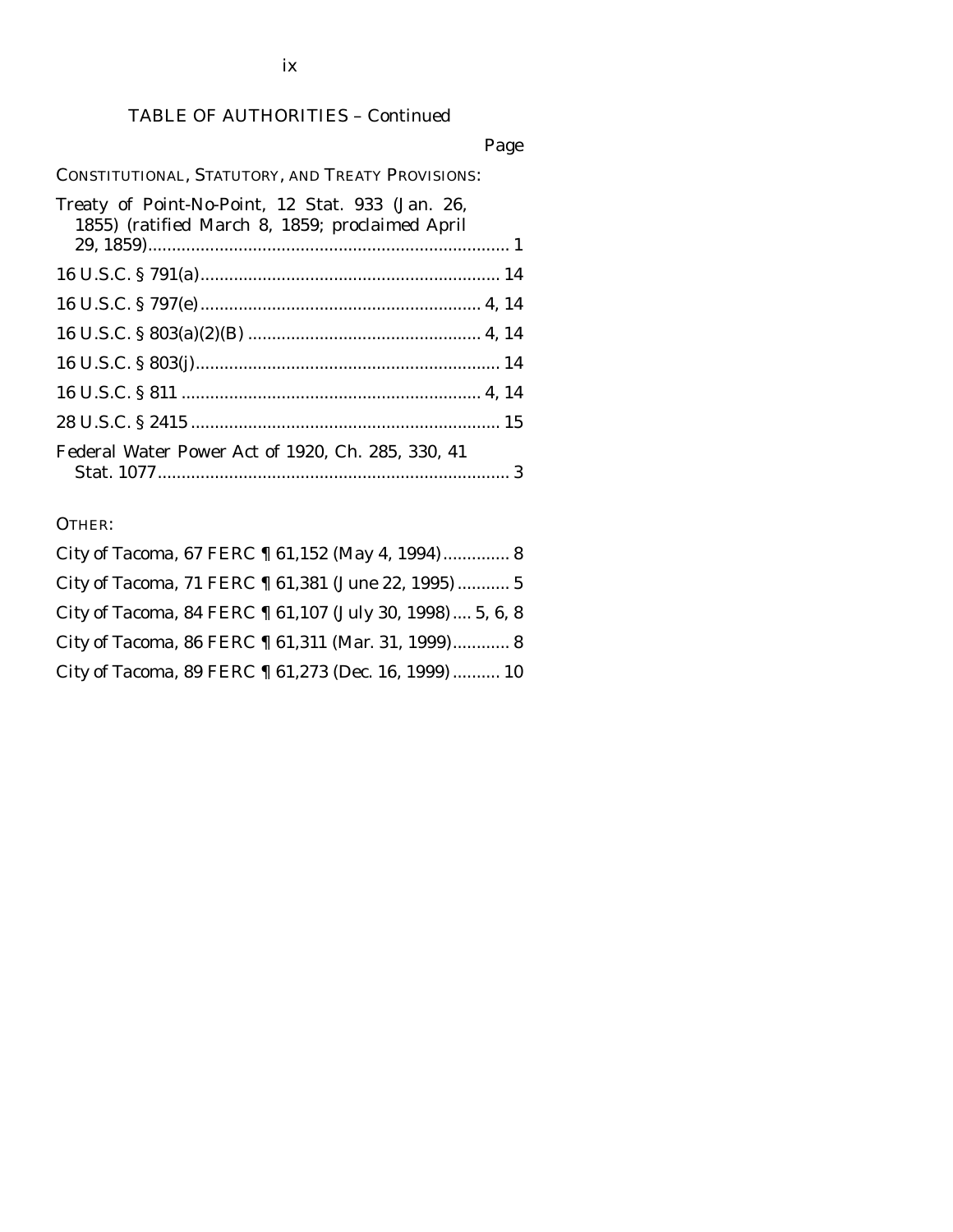## TABLE OF AUTHORITIES – Continued

Page

CONSTITUTIONAL, STATUTORY, AND TREATY PROVISIONS:

Treaty of Point-No-Point, 12 Stat. 933 (Jan. 26, 1855) (ratified March 8, 1859; proclaimed April 29, 1859) .......... 1

16 U.S.C. § 791(a) .......... 14

16 U.S.C. § 797(e) .......... 4, 14

16 U.S.C. § 803(a)(2)(B) .......... 4, 14

16 U.S.C. § 803(j) .......... 14

16 U.S.C. § 811 .......... 4, 14

28 U.S.C. § 2415 .......... 15

Federal Water Power Act of 1920, Ch. 285, 330, 41 Stat. 1077 .......... 3

OTHER:

City of Tacoma, 67 FERC ¶ 61,152 (May 4, 1994) .......... 8

City of Tacoma, 71 FERC ¶ 61,381 (June 22, 1995) .......... 5

City of Tacoma, 84 FERC ¶ 61,107 (July 30, 1998) .... 5, 6, 8

City of Tacoma, 86 FERC ¶ 61,311 (Mar. 31, 1999) .......... 8

City of Tacoma, 89 FERC ¶ 61,273 (Dec. 16, 1999) .......... 10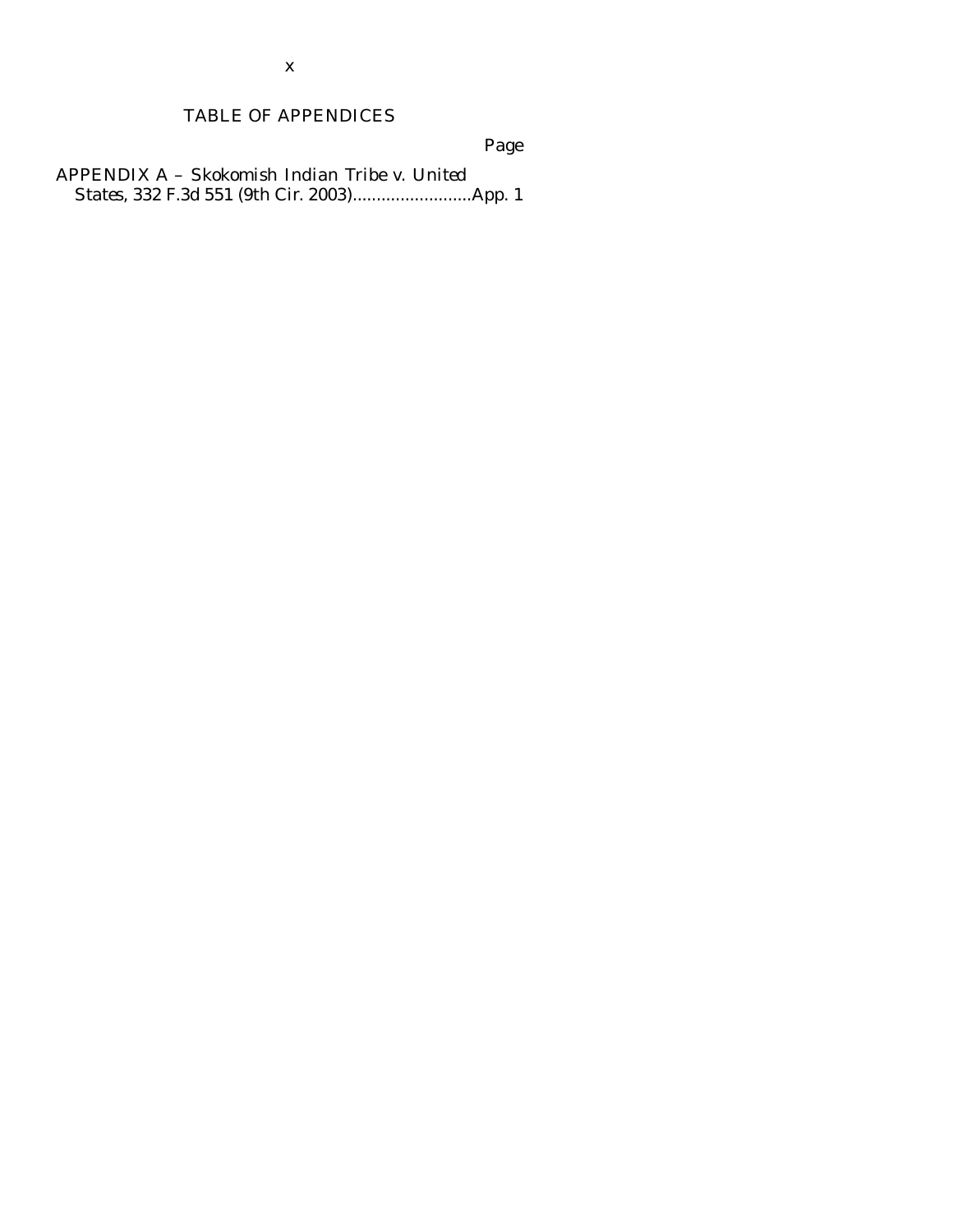## TABLE OF APPENDICES

Page

APPENDIX A – *Skokomish Indian Tribe v. United States*, 332 F.3d 551 (9th Cir. 2003)........................App. 1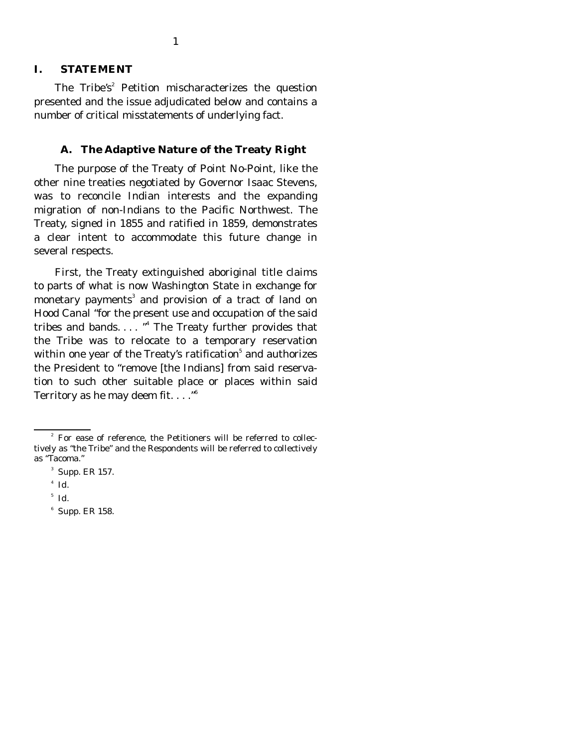## I. STATEMENT

The Tribe's[2] Petition mischaracterizes the question presented and the issue adjudicated below and contains a number of critical misstatements of underlying fact.

### A. The Adaptive Nature of the Treaty Right

The purpose of the Treaty of Point No-Point, like the other nine treaties negotiated by Governor Isaac Stevens, was to reconcile Indian interests and the expanding migration of non-Indians to the Pacific Northwest. The Treaty, signed in 1855 and ratified in 1859, demonstrates a clear intent to accommodate this future change in several respects.

First, the Treaty extinguished aboriginal title claims to parts of what is now Washington State in exchange for monetary payments[3] and provision of a tract of land on Hood Canal "for the present use and occupation of the said tribes and bands. . . . "[4] The Treaty further provides that the Tribe was to relocate to a temporary reservation within one year of the Treaty's ratification[5] and authorizes the President to "remove [the Indians] from said reservation to such other suitable place or places within said Territory as he may deem fit. . . ."[6]

---

[2] For ease of reference, the Petitioners will be referred to collectively as "the Tribe" and the Respondents will be referred to collectively as "Tacoma."

[3] Supp. ER 157.

[4] *Id.*

[5] *Id.*

[6] Supp. ER 158.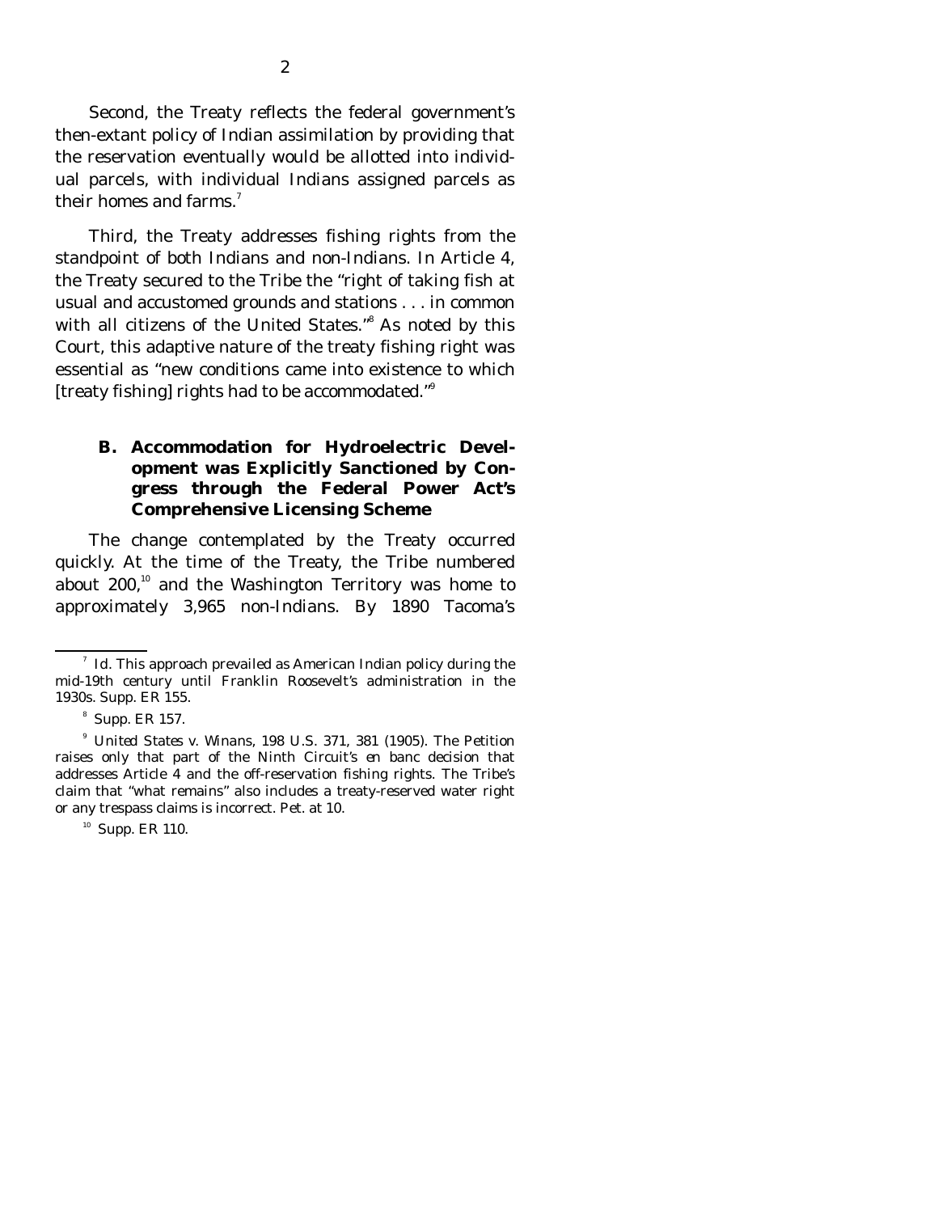Second, the Treaty reflects the federal government's then-extant policy of Indian assimilation by providing that the reservation eventually would be allotted into individual parcels, with individual Indians assigned parcels as their homes and farms.[7]

Third, the Treaty addresses fishing rights from the standpoint of both Indians and non-Indians. In Article 4, the Treaty secured to the Tribe the "right of taking fish at usual and accustomed grounds and stations . . . in common with all citizens of the United States."[8] As noted by this Court, this adaptive nature of the treaty fishing right was essential as "new conditions came into existence to which [treaty fishing] rights had to be accommodated."[9]

### B. Accommodation for Hydroelectric Development was Explicitly Sanctioned by Congress through the Federal Power Act's Comprehensive Licensing Scheme

The change contemplated by the Treaty occurred quickly. At the time of the Treaty, the Tribe numbered about 200,[10] and the Washington Territory was home to approximately 3,965 non-Indians. By 1890 Tacoma's

---

[7] *Id.* This approach prevailed as American Indian policy during the mid-19th century until Franklin Roosevelt's administration in the 1930s. Supp. ER 155.

[8] Supp. ER 157.

[9] *United States v. Winans*, 198 U.S. 371, 381 (1905). The Petition raises only that part of the Ninth Circuit's *en banc* decision that addresses Article 4 and the off-reservation fishing rights. The Tribe's claim that "what remains" also includes a treaty-reserved water right or any trespass claims is incorrect. Pet. at 10.

[10] Supp. ER 110.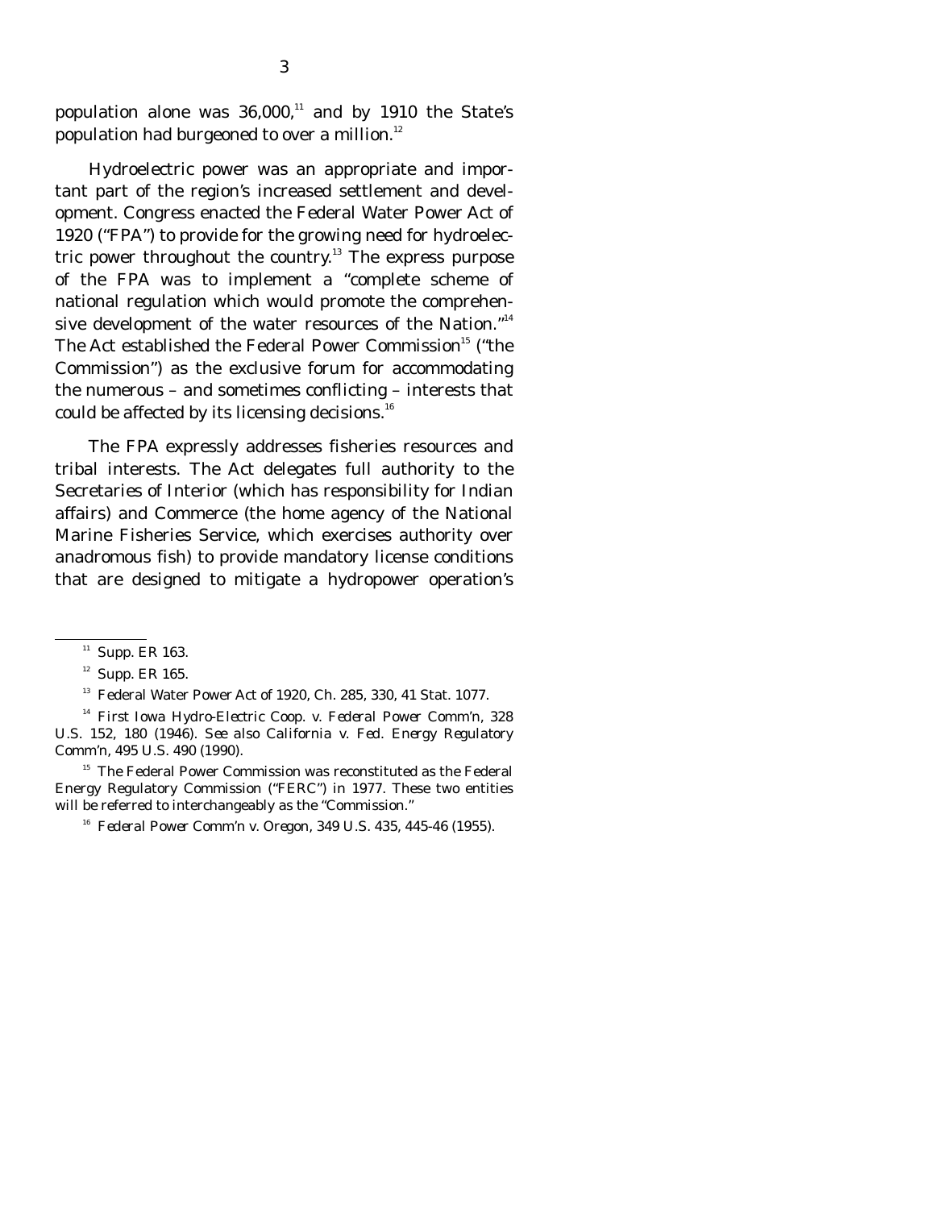population alone was 36,000,[11] and by 1910 the State's population had burgeoned to over a million.[12]

Hydroelectric power was an appropriate and important part of the region's increased settlement and development. Congress enacted the Federal Water Power Act of 1920 ("FPA") to provide for the growing need for hydroelectric power throughout the country.[13] The express purpose of the FPA was to implement a "complete scheme of national regulation which would promote the comprehensive development of the water resources of the Nation."[14] The Act established the Federal Power Commission[15] ("the Commission") as the exclusive forum for accommodating the numerous – and sometimes conflicting – interests that could be affected by its licensing decisions.[16]

The FPA expressly addresses fisheries resources and tribal interests. The Act delegates full authority to the Secretaries of Interior (which has responsibility for Indian affairs) and Commerce (the home agency of the National Marine Fisheries Service, which exercises authority over anadromous fish) to provide mandatory license conditions that are designed to mitigate a hydropower operation's

---

[11] Supp. ER 163.

[12] Supp. ER 165.

[13] Federal Water Power Act of 1920, Ch. 285, 330, 41 Stat. 1077.

[14] *First Iowa Hydro-Electric Coop. v. Federal Power Comm'n*, 328 U.S. 152, 180 (1946). *See also California v. Fed. Energy Regulatory Comm'n*, 495 U.S. 490 (1990).

[15] The Federal Power Commission was reconstituted as the Federal Energy Regulatory Commission ("FERC") in 1977. These two entities will be referred to interchangeably as the "Commission."

[16] *Federal Power Comm'n v. Oregon*, 349 U.S. 435, 445-46 (1955).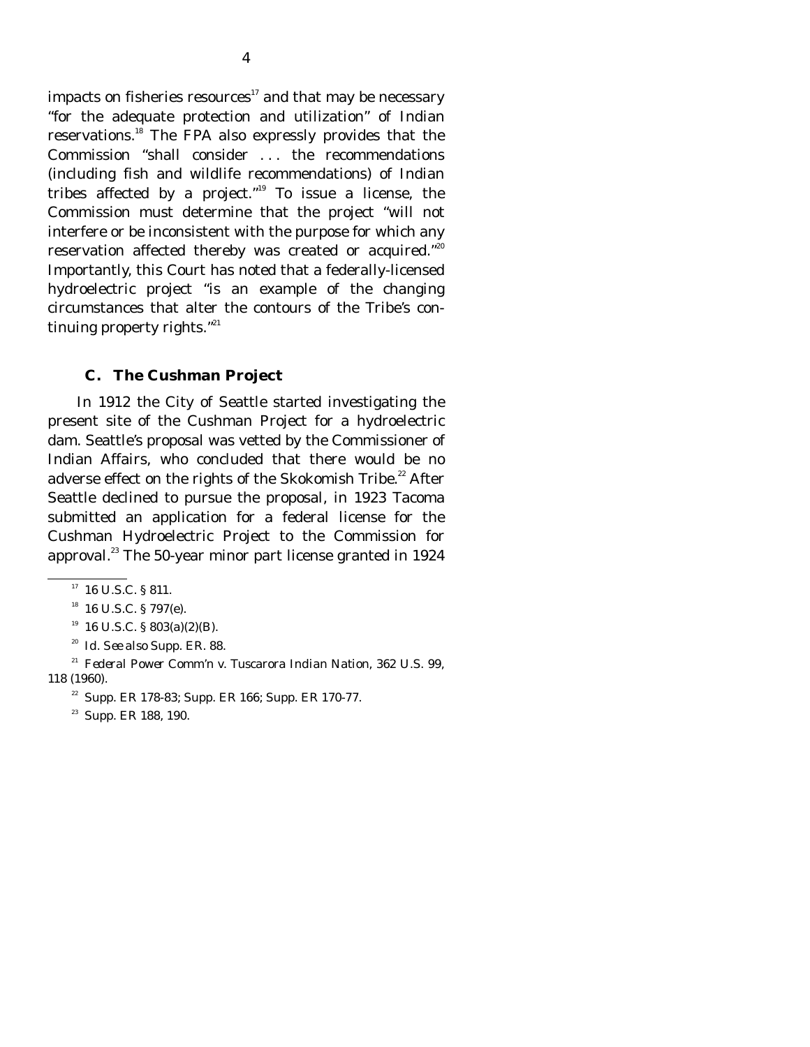impacts on fisheries resources[17] and that may be necessary "for the adequate protection and utilization" of Indian reservations.[18] The FPA also expressly provides that the Commission "shall consider . . . the recommendations (including fish and wildlife recommendations) of Indian tribes affected by a project."[19] To issue a license, the Commission must determine that the project "will not interfere or be inconsistent with the purpose for which any reservation affected thereby was created or acquired."[20] Importantly, this Court has noted that a federally-licensed hydroelectric project "is an example of the changing circumstances that alter the contours of the Tribe's continuing property rights."[21]

### C. The Cushman Project

In 1912 the City of Seattle started investigating the present site of the Cushman Project for a hydroelectric dam. Seattle's proposal was vetted by the Commissioner of Indian Affairs, who concluded that there would be no adverse effect on the rights of the Skokomish Tribe.[22] After Seattle declined to pursue the proposal, in 1923 Tacoma submitted an application for a federal license for the Cushman Hydroelectric Project to the Commission for approval.[23] The 50-year minor part license granted in 1924

---

[17] 16 U.S.C. § 811.

[18] 16 U.S.C. § 797(e).

[19] 16 U.S.C. § 803(a)(2)(B).

[20] *Id. See also* Supp. ER. 88.

[21] *Federal Power Comm'n v. Tuscarora Indian Nation*, 362 U.S. 99, 118 (1960).

[22] Supp. ER 178-83; Supp. ER 166; Supp. ER 170-77.

[23] Supp. ER 188, 190.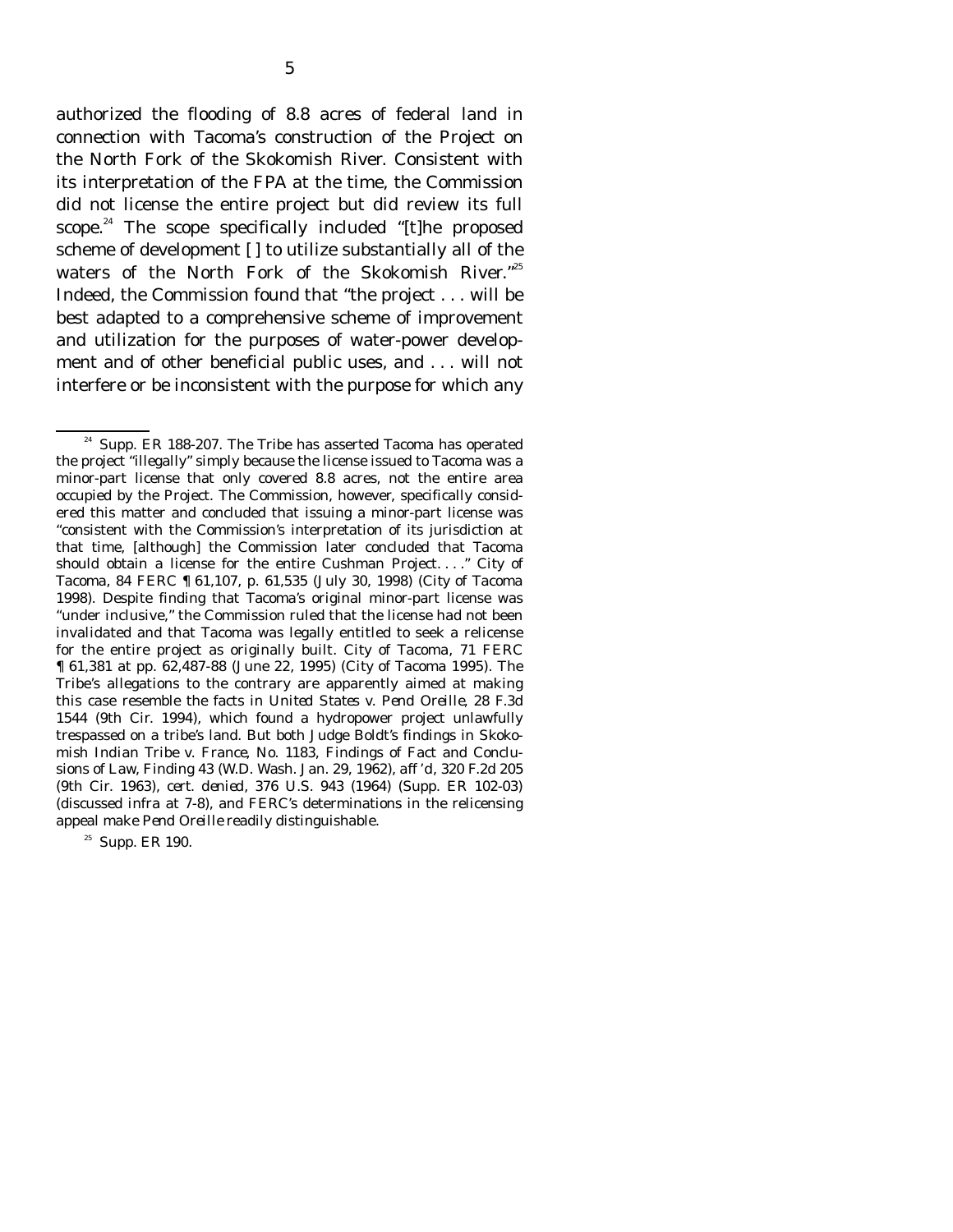authorized the flooding of 8.8 acres of federal land in connection with Tacoma's construction of the Project on the North Fork of the Skokomish River. Consistent with its interpretation of the FPA at the time, the Commission did not license the entire project but did review its full scope.[24] The scope specifically included "[t]he proposed scheme of development [ ] to utilize substantially all of the waters of the North Fork of the Skokomish River."[25] Indeed, the Commission found that "the project . . . will be best adapted to a comprehensive scheme of improvement and utilization for the purposes of water-power development and of other beneficial public uses, and . . . will not interfere or be inconsistent with the purpose for which any

---

[24] Supp. ER 188-207. The Tribe has asserted Tacoma has operated the project "illegally" simply because the license issued to Tacoma was a minor-part license that only covered 8.8 acres, not the entire area occupied by the Project. The Commission, however, specifically considered this matter and concluded that issuing a minor-part license was "consistent with the Commission's interpretation of its jurisdiction at that time, [although] the Commission later concluded that Tacoma should obtain a license for the entire Cushman Project. . . ." *City of Tacoma*, 84 FERC ¶ 61,107, p. 61,535 (July 30, 1998) (*City of Tacoma 1998*). Despite finding that Tacoma's original minor-part license was "under inclusive," the Commission ruled that the license had not been invalidated and that Tacoma was legally entitled to seek a relicense for the entire project as originally built. *City of Tacoma*, 71 FERC ¶ 61,381 at pp. 62,487-88 (June 22, 1995) (*City of Tacoma 1995*). The Tribe's allegations to the contrary are apparently aimed at making this case resemble the facts in *United States v. Pend Oreille*, 28 F.3d 1544 (9th Cir. 1994), which found a hydropower project unlawfully trespassed on a tribe's land. But both Judge Boldt's findings in *Skokomish Indian Tribe v. France*, No. 1183, Findings of Fact and Conclusions of Law, Finding 43 (W.D. Wash. Jan. 29, 1962), *aff'd*, 320 F.2d 205 (9th Cir. 1963), *cert. denied*, 376 U.S. 943 (1964) (Supp. ER 102-03) (discussed *infra* at 7-8), and FERC's determinations in the relicensing appeal make *Pend Oreille* readily distinguishable.

[25] Supp. ER 190.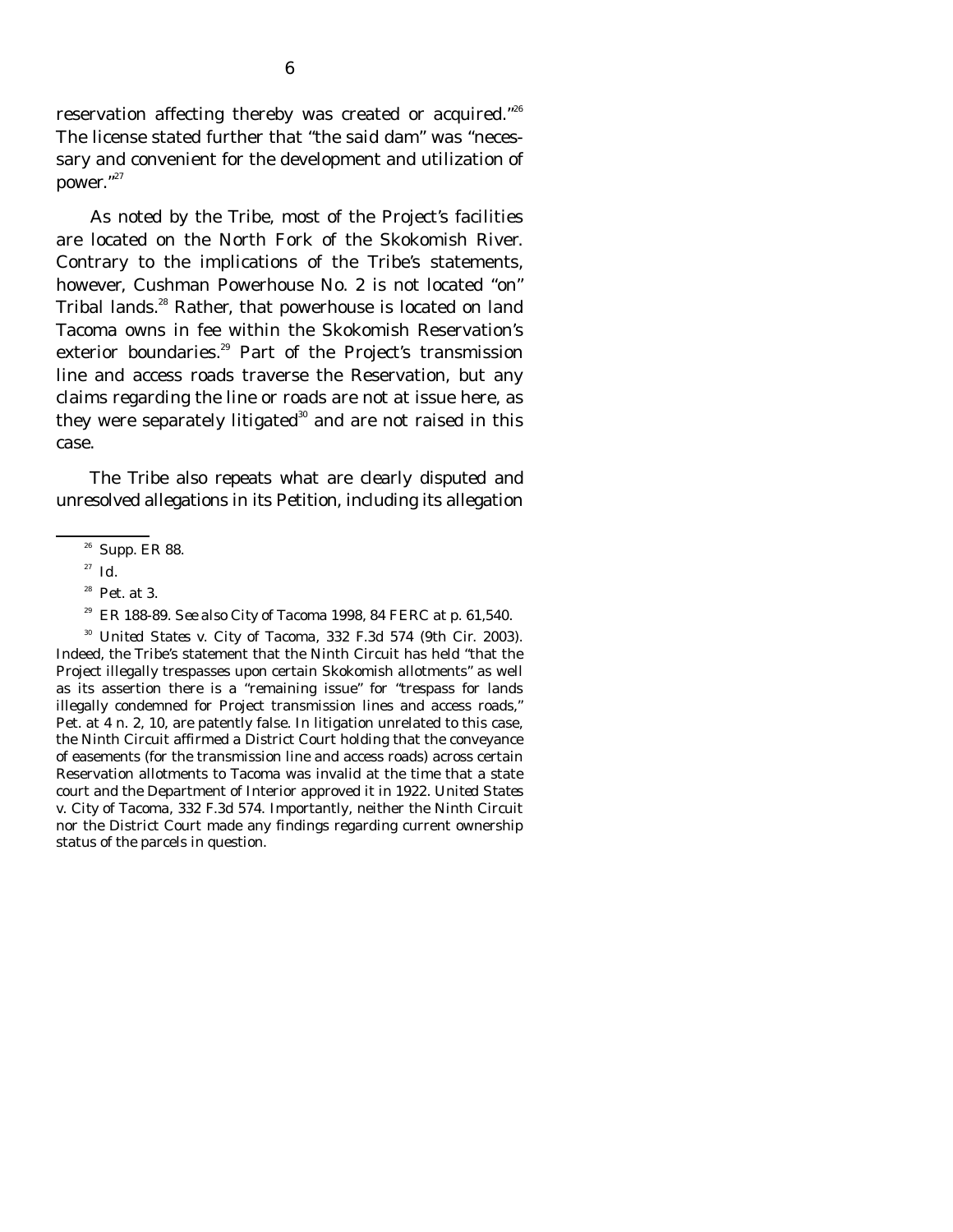reservation affecting thereby was created or acquired."[26] The license stated further that "the said dam" was "necessary and convenient for the development and utilization of power."[27]

As noted by the Tribe, most of the Project's facilities are located on the North Fork of the Skokomish River. Contrary to the implications of the Tribe's statements, however, Cushman Powerhouse No. 2 is not located "on" Tribal lands.[28] Rather, that powerhouse is located on land Tacoma owns in fee within the Skokomish Reservation's exterior boundaries.[29] Part of the Project's transmission line and access roads traverse the Reservation, but any claims regarding the line or roads are not at issue here, as they were separately litigated[30] and are not raised in this case.

The Tribe also repeats what are clearly disputed and unresolved allegations in its Petition, including its allegation

---

[26] Supp. ER 88.

[27] *Id.*

[28] Pet. at 3.

[29] ER 188-89. *See also City of Tacoma 1998*, 84 FERC at p. 61,540.

[30] *United States v. City of Tacoma*, 332 F.3d 574 (9th Cir. 2003). Indeed, the Tribe's statement that the Ninth Circuit has held "that the Project illegally trespasses upon certain Skokomish allotments" as well as its assertion there is a "remaining issue" for "trespass for lands illegally condemned for Project transmission lines and access roads," Pet. at 4 n. 2, 10, are patently false. In litigation unrelated to this case, the Ninth Circuit affirmed a District Court holding that the conveyance of easements (for the transmission line and access roads) across certain Reservation allotments to Tacoma was invalid at the time that a state court and the Department of Interior approved it in 1922. *United States v. City of Tacoma*, 332 F.3d 574. Importantly, neither the Ninth Circuit nor the District Court made any findings regarding current ownership status of the parcels in question.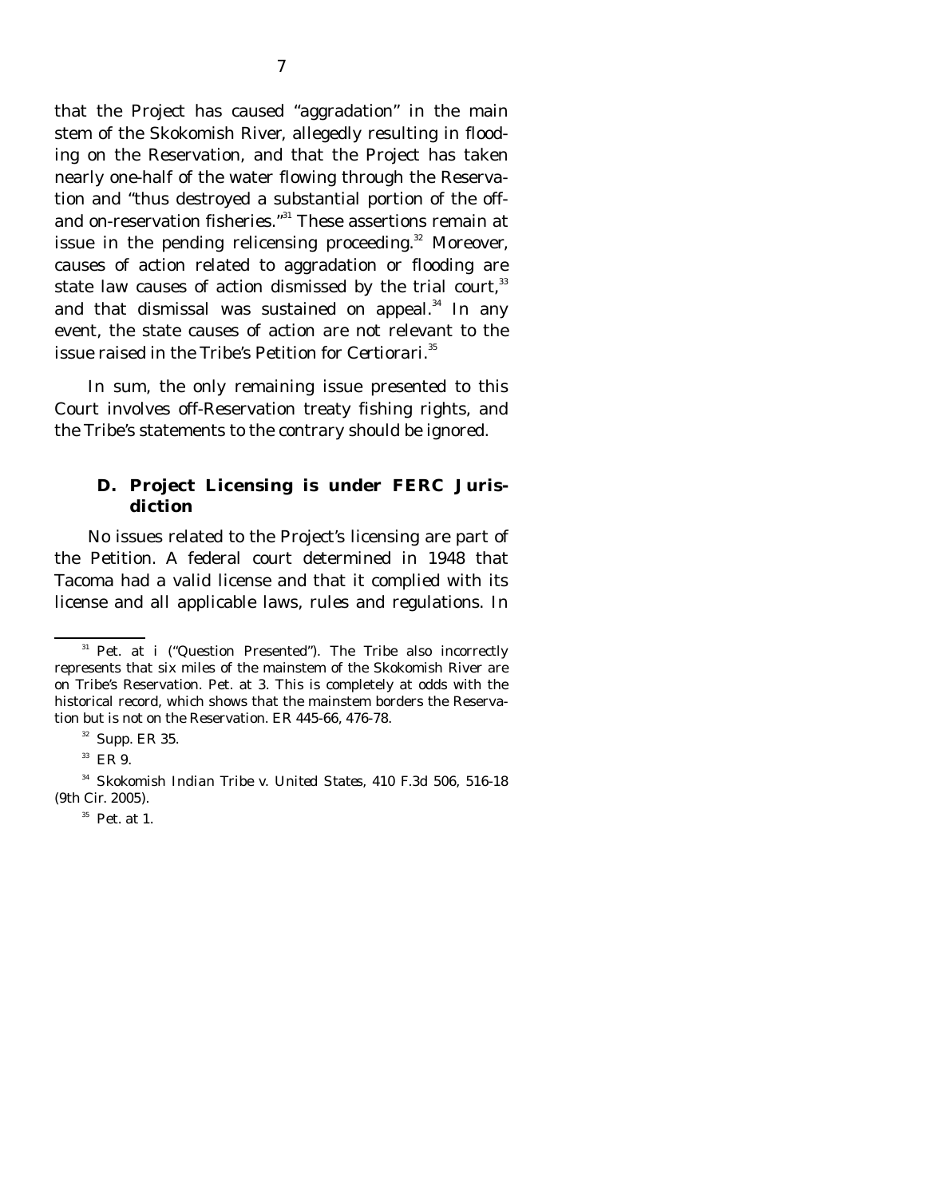that the Project has caused "aggradation" in the main stem of the Skokomish River, allegedly resulting in flooding on the Reservation, and that the Project has taken nearly one-half of the water flowing through the Reservation and "thus destroyed a substantial portion of the off- and on-reservation fisheries."[31] These assertions remain at issue in the pending relicensing proceeding.[32] Moreover, causes of action related to aggradation or flooding are state law causes of action dismissed by the trial court,[33] and that dismissal was sustained on appeal.[34] In any event, the state causes of action are not relevant to the issue raised in the Tribe's Petition for *Certiorari*.[35]

In sum, the only remaining issue presented to this Court involves off-Reservation treaty fishing rights, and the Tribe's statements to the contrary should be ignored.

### D. Project Licensing is under FERC Jurisdiction

No issues related to the Project's licensing are part of the Petition. A federal court determined in 1948 that Tacoma had a valid license and that it complied with its license and all applicable laws, rules and regulations. In

---

[31] Pet. at i ("Question Presented"). The Tribe also incorrectly represents that six miles of the mainstem of the Skokomish River are on Tribe's Reservation. Pet. at 3. This is completely at odds with the historical record, which shows that the mainstem borders the Reservation but is not on the Reservation. ER 445-66, 476-78.

[32] Supp. ER 35.

[33] ER 9.

[34] *Skokomish Indian Tribe v. United States*, 410 F.3d 506, 516-18 (9th Cir. 2005).

[35] Pet. at 1.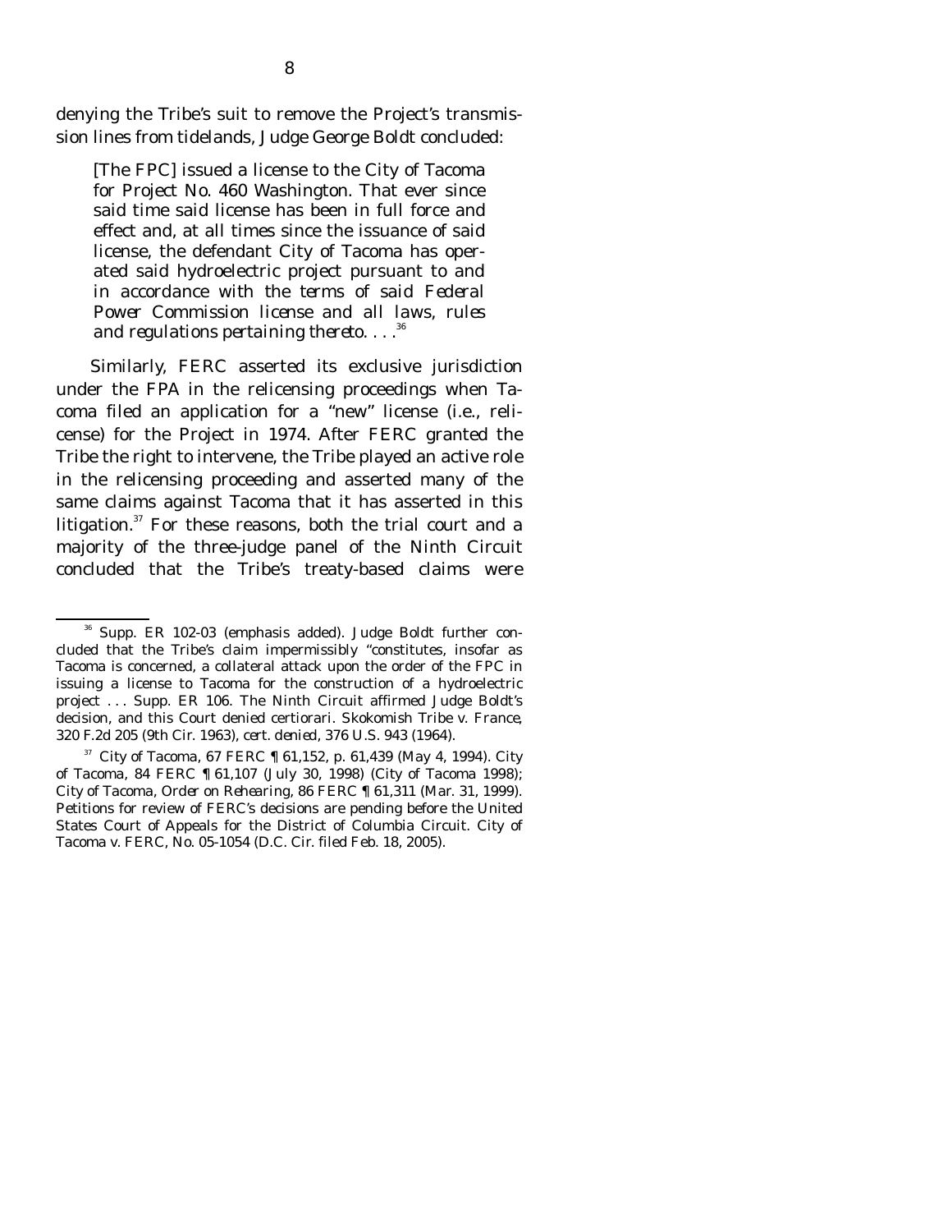denying the Tribe's suit to remove the Project's transmission lines from tidelands, Judge George Boldt concluded:

> [The FPC] issued a license to the City of Tacoma for Project No. 460 Washington. That ever since said time said license has been in full force and effect and, at all times since the issuance of said license, the defendant City of Tacoma has operated said hydroelectric project pursuant to and *in accordance with the terms of said Federal Power Commission license and all laws, rules and regulations pertaining thereto*. . . .[36]

Similarly, FERC asserted its exclusive jurisdiction under the FPA in the relicensing proceedings when Tacoma filed an application for a "new" license (i.e., relicense) for the Project in 1974. After FERC granted the Tribe the right to intervene, the Tribe played an active role in the relicensing proceeding and asserted many of the same claims against Tacoma that it has asserted in this litigation.[37] For these reasons, both the trial court and a majority of the three-judge panel of the Ninth Circuit concluded that the Tribe's treaty-based claims were

---

[36] Supp. ER 102-03 (emphasis added). Judge Boldt further concluded that the Tribe's claim impermissibly "constitutes, insofar as Tacoma is concerned, a collateral attack upon the order of the FPC in issuing a license to Tacoma for the construction of a hydroelectric project . . . Supp. ER 106. The Ninth Circuit affirmed Judge Boldt's decision, and this Court denied certiorari. *Skokomish Tribe v. France*, 320 F.2d 205 (9th Cir. 1963), *cert. denied*, 376 U.S. 943 (1964).

[37] *City of Tacoma*, 67 FERC ¶ 61,152, p. 61,439 (May 4, 1994). *City of Tacoma*, 84 FERC ¶ 61,107 (July 30, 1998) (*City of Tacoma 1998*); *City of Tacoma, Order on Rehearing*, 86 FERC ¶ 61,311 (Mar. 31, 1999). Petitions for review of FERC's decisions are pending before the United States Court of Appeals for the District of Columbia Circuit. *City of Tacoma v. FERC*, No. 05-1054 (D.C. Cir. filed Feb. 18, 2005).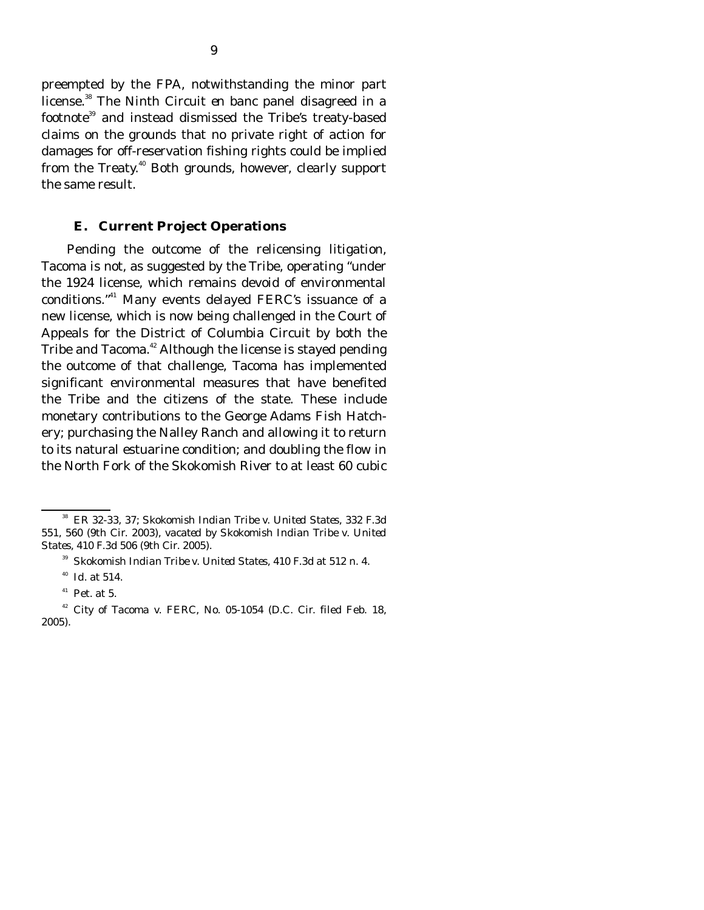preempted by the FPA, notwithstanding the minor part license.[38] The Ninth Circuit *en banc* panel disagreed in a footnote[39] and instead dismissed the Tribe's treaty-based claims on the grounds that no private right of action for damages for off-reservation fishing rights could be implied from the Treaty.[40] Both grounds, however, clearly support the same result.

### E. Current Project Operations

Pending the outcome of the relicensing litigation, Tacoma is not, as suggested by the Tribe, operating "under the 1924 license, which remains devoid of environmental conditions."[41] Many events delayed FERC's issuance of a new license, which is now being challenged in the Court of Appeals for the District of Columbia Circuit by both the Tribe and Tacoma.[42] Although the license is stayed pending the outcome of that challenge, Tacoma has implemented significant environmental measures that have benefited the Tribe and the citizens of the state. These include monetary contributions to the George Adams Fish Hatchery; purchasing the Nalley Ranch and allowing it to return to its natural estuarine condition; and doubling the flow in the North Fork of the Skokomish River to at least 60 cubic

---

[38] ER 32-33, 37; *Skokomish Indian Tribe v. United States*, 332 F.3d 551, 560 (9th Cir. 2003), *vacated by Skokomish Indian Tribe v. United States*, 410 F.3d 506 (9th Cir. 2005).

[39] *Skokomish Indian Tribe v. United States*, 410 F.3d at 512 n. 4.

[40] *Id.* at 514.

[41] Pet. at 5.

[42] *City of Tacoma v. FERC*, No. 05-1054 (D.C. Cir. filed Feb. 18, 2005).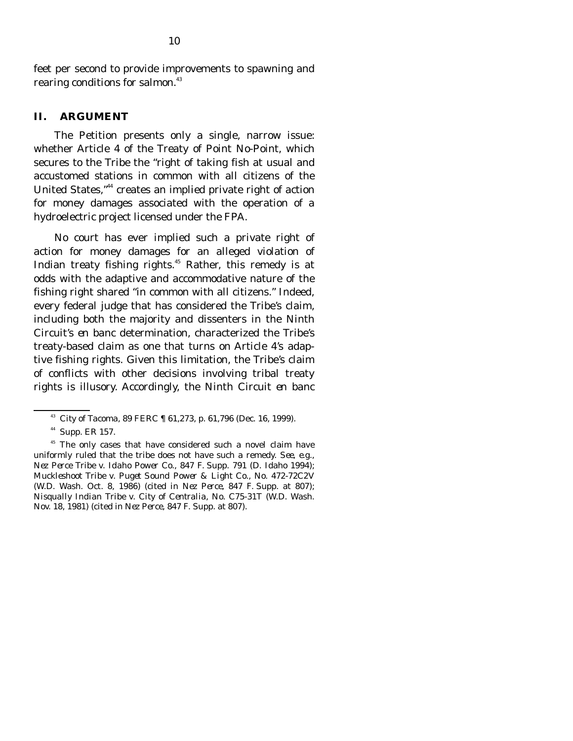feet per second to provide improvements to spawning and rearing conditions for salmon.[43]

## II. ARGUMENT

The Petition presents only a single, narrow issue: whether Article 4 of the Treaty of Point No-Point, which secures to the Tribe the "right of taking fish at usual and accustomed stations in common with all citizens of the United States,"[44] creates an implied private right of action for money damages associated with the operation of a hydroelectric project licensed under the FPA.

No court has ever implied such a private right of action for money damages for an alleged violation of Indian treaty fishing rights.[45] Rather, this remedy is at odds with the adaptive and accommodative nature of the fishing right shared "in common with all citizens." Indeed, every federal judge that has considered the Tribe's claim, including both the majority and dissenters in the Ninth Circuit's *en banc* determination, characterized the Tribe's treaty-based claim as one that turns on Article 4's adaptive fishing rights. Given this limitation, the Tribe's claim of conflicts with other decisions involving tribal treaty rights is illusory. Accordingly, the Ninth Circuit *en banc*

---

[43] *City of Tacoma*, 89 FERC ¶ 61,273, p. 61,796 (Dec. 16, 1999).

[44] Supp. ER 157.

[45] The only cases that have considered such a novel claim have uniformly ruled that the tribe does not have such a remedy. *See, e.g.*, *Nez Perce Tribe v. Idaho Power Co.*, 847 F. Supp. 791 (D. Idaho 1994); *Muckleshoot Tribe v. Puget Sound Power & Light Co.*, No. 472-72C2V (W.D. Wash. Oct. 8, 1986) (cited in *Nez Perce*, 847 F. Supp. at 807); *Nisqually Indian Tribe v. City of Centralia*, No. C75-31T (W.D. Wash. Nov. 18, 1981) (cited in *Nez Perce*, 847 F. Supp. at 807).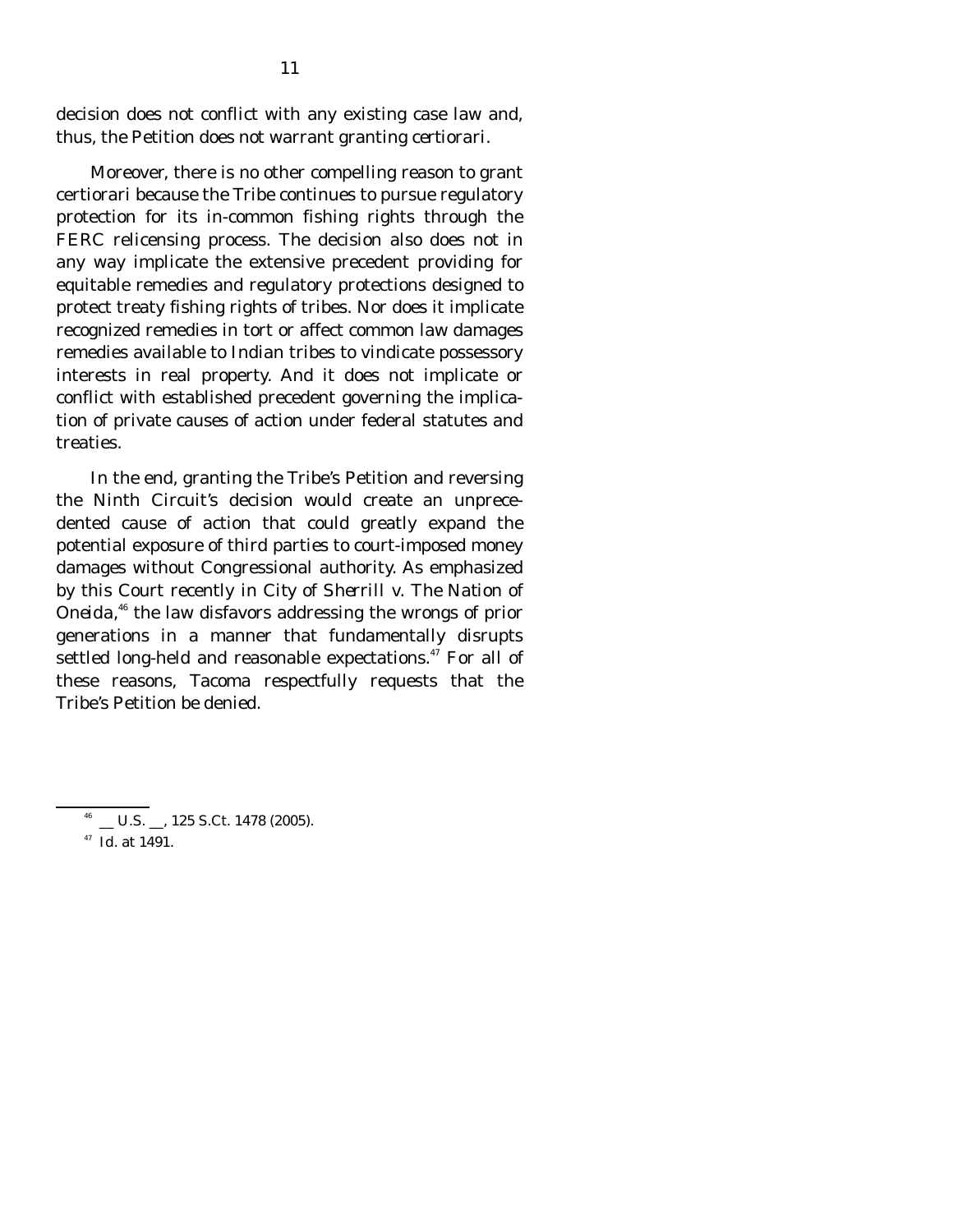decision does not conflict with any existing case law and, thus, the Petition does not warrant granting certiorari.

Moreover, there is no other compelling reason to grant certiorari because the Tribe continues to pursue regulatory protection for its in-common fishing rights through the FERC relicensing process. The decision also does not in any way implicate the extensive precedent providing for equitable remedies and regulatory protections designed to protect treaty fishing rights of tribes. Nor does it implicate recognized remedies in tort or affect common law damages remedies available to Indian tribes to vindicate possessory interests in real property. And it does not implicate or conflict with established precedent governing the implication of private causes of action under federal statutes and treaties.

In the end, granting the Tribe's Petition and reversing the Ninth Circuit's decision would create an unprecedented cause of action that could greatly expand the potential exposure of third parties to court-imposed money damages without Congressional authority. As emphasized by this Court recently in *City of Sherrill v. The Nation of Oneida*,[46] the law disfavors addressing the wrongs of prior generations in a manner that fundamentally disrupts settled long-held and reasonable expectations.[47] For all of these reasons, Tacoma respectfully requests that the Tribe's Petition be denied.

---

[46] __ U.S. __, 125 S.Ct. 1478 (2005).

[47] *Id.* at 1491.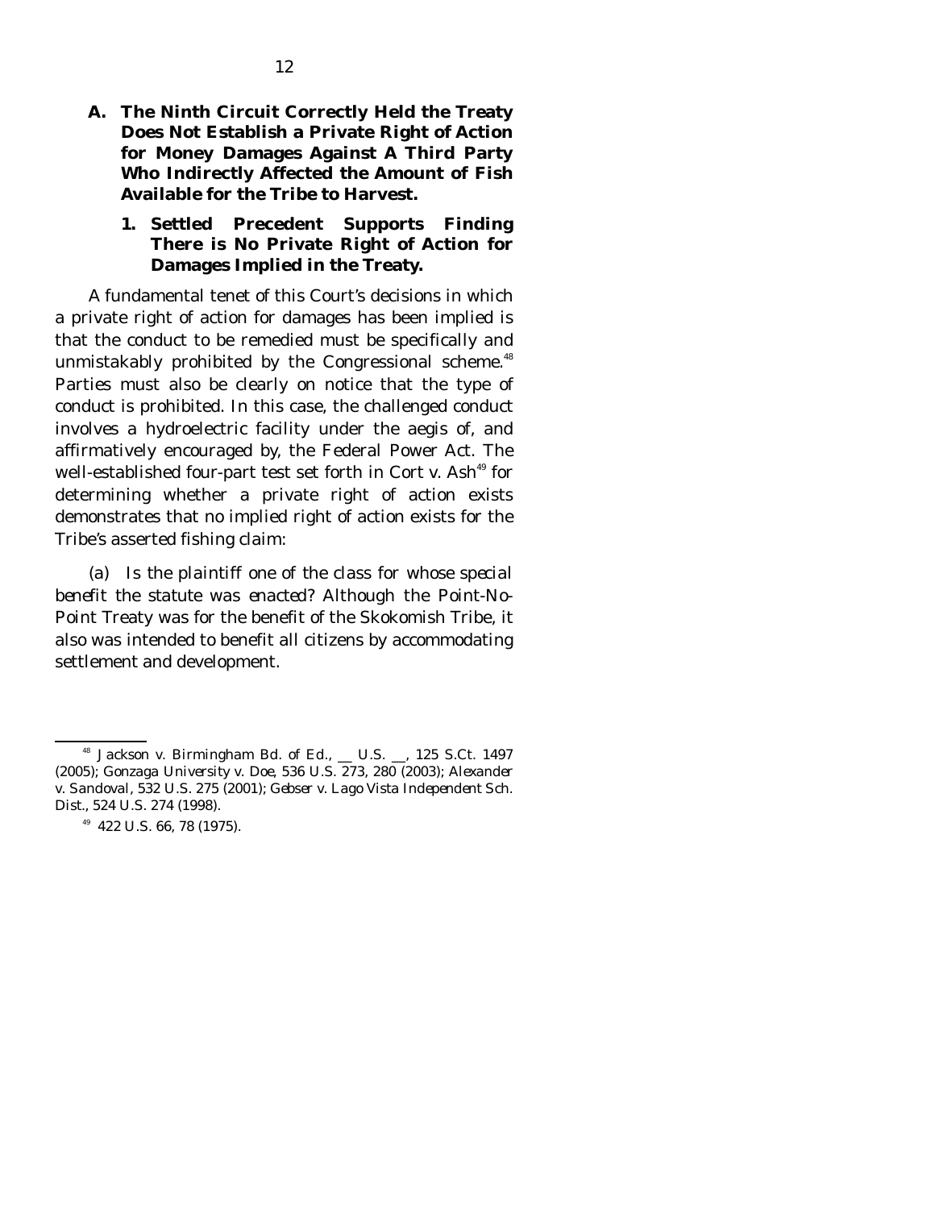## A. The Ninth Circuit Correctly Held the Treaty Does Not Establish a Private Right of Action for Money Damages Against A Third Party Who Indirectly Affected the Amount of Fish Available for the Tribe to Harvest.

### 1. Settled Precedent Supports Finding There is No Private Right of Action for Damages Implied in the Treaty.

A fundamental tenet of this Court's decisions in which a private right of action for damages has been implied is that the conduct to be remedied must be specifically and unmistakably prohibited by the Congressional scheme.[48] Parties must also be clearly on notice that the type of conduct is prohibited. In this case, the challenged conduct involves a hydroelectric facility under the aegis of, and affirmatively encouraged by, the Federal Power Act. The well-established four-part test set forth in *Cort v. Ash*[49] for determining whether a private right of action exists demonstrates that no implied right of action exists for the Tribe's asserted fishing claim:

(a) *Is the plaintiff one of the class for whose special benefit the statute was enacted?* Although the Point-No-Point Treaty was for the benefit of the Skokomish Tribe, it also was intended to benefit all citizens by accommodating settlement and development.

---

[48] *Jackson v. Birmingham Bd. of Ed.*, \_\_ U.S. \_\_, 125 S.Ct. 1497 (2005); *Gonzaga University v. Doe*, 536 U.S. 273, 280 (2003); *Alexander v. Sandoval*, 532 U.S. 275 (2001); *Gebser v. Lago Vista Independent Sch. Dist.*, 524 U.S. 274 (1998).

[49] 422 U.S. 66, 78 (1975).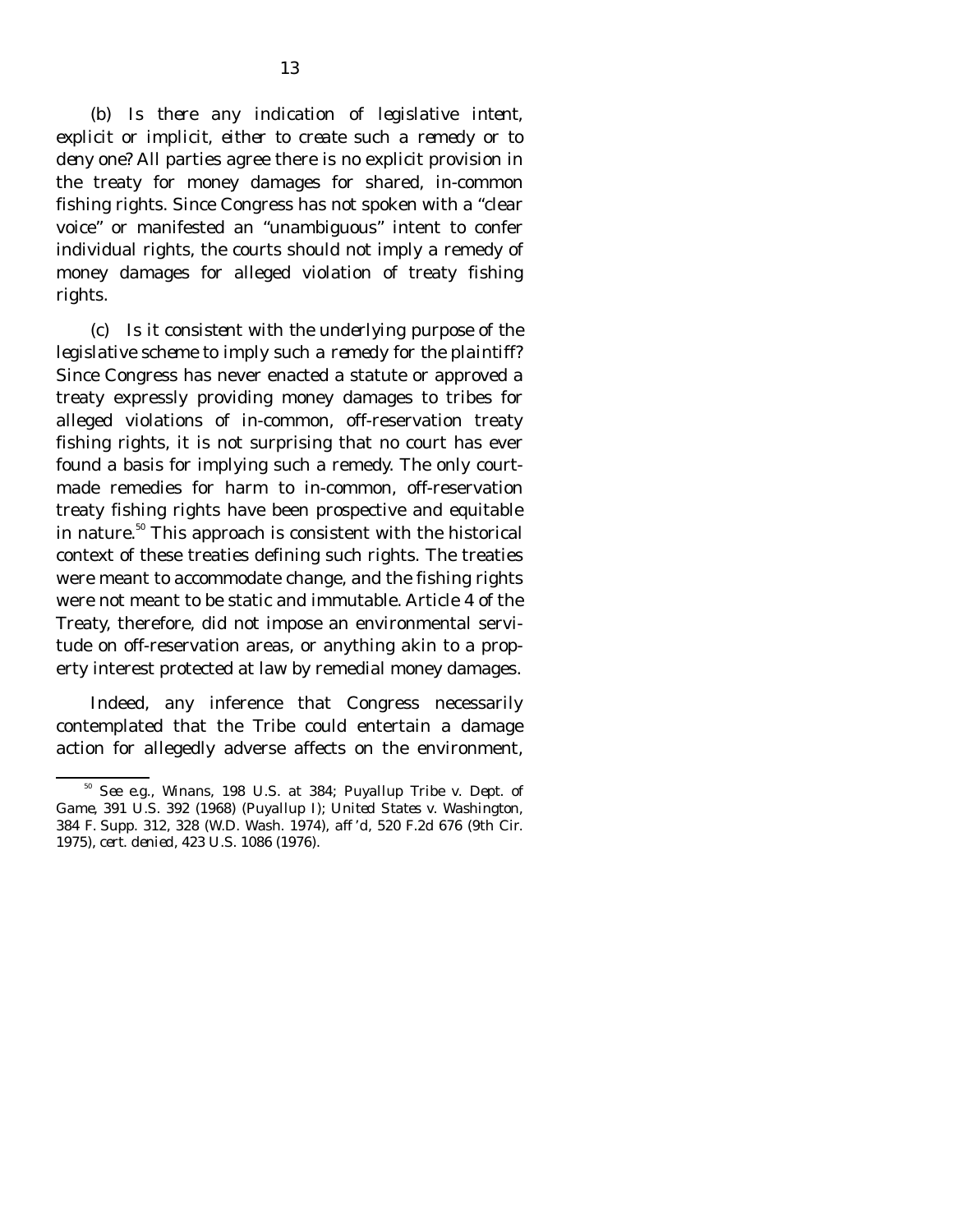(b) *Is there any indication of legislative intent, explicit or implicit, either to create such a remedy or to deny one?* All parties agree there is no explicit provision in the treaty for money damages for shared, in-common fishing rights. Since Congress has not spoken with a "clear voice" or manifested an "unambiguous" intent to confer individual rights, the courts should not imply a remedy of money damages for alleged violation of treaty fishing rights.

(c) *Is it consistent with the underlying purpose of the legislative scheme to imply such a remedy for the plaintiff?* Since Congress has never enacted a statute or approved a treaty expressly providing money damages to tribes for alleged violations of in-common, off-reservation treaty fishing rights, it is not surprising that no court has ever found a basis for implying such a remedy. The only court-made remedies for harm to in-common, off-reservation treaty fishing rights have been prospective and equitable in nature.[50] This approach is consistent with the historical context of these treaties defining such rights. The treaties were meant to accommodate change, and the fishing rights were not meant to be static and immutable. Article 4 of the Treaty, therefore, did not impose an environmental servitude on off-reservation areas, or anything akin to a property interest protected at law by remedial money damages.

Indeed, any inference that Congress necessarily contemplated that the Tribe could entertain a damage action for allegedly adverse affects on the environment,

---

[50] *See e.g.*, *Winans*, 198 U.S. at 384; *Puyallup Tribe v. Dept. of Game*, 391 U.S. 392 (1968) (*Puyallup I*); *United States v. Washington*, 384 F. Supp. 312, 328 (W.D. Wash. 1974), *aff'd*, 520 F.2d 676 (9th Cir. 1975), *cert. denied*, 423 U.S. 1086 (1976).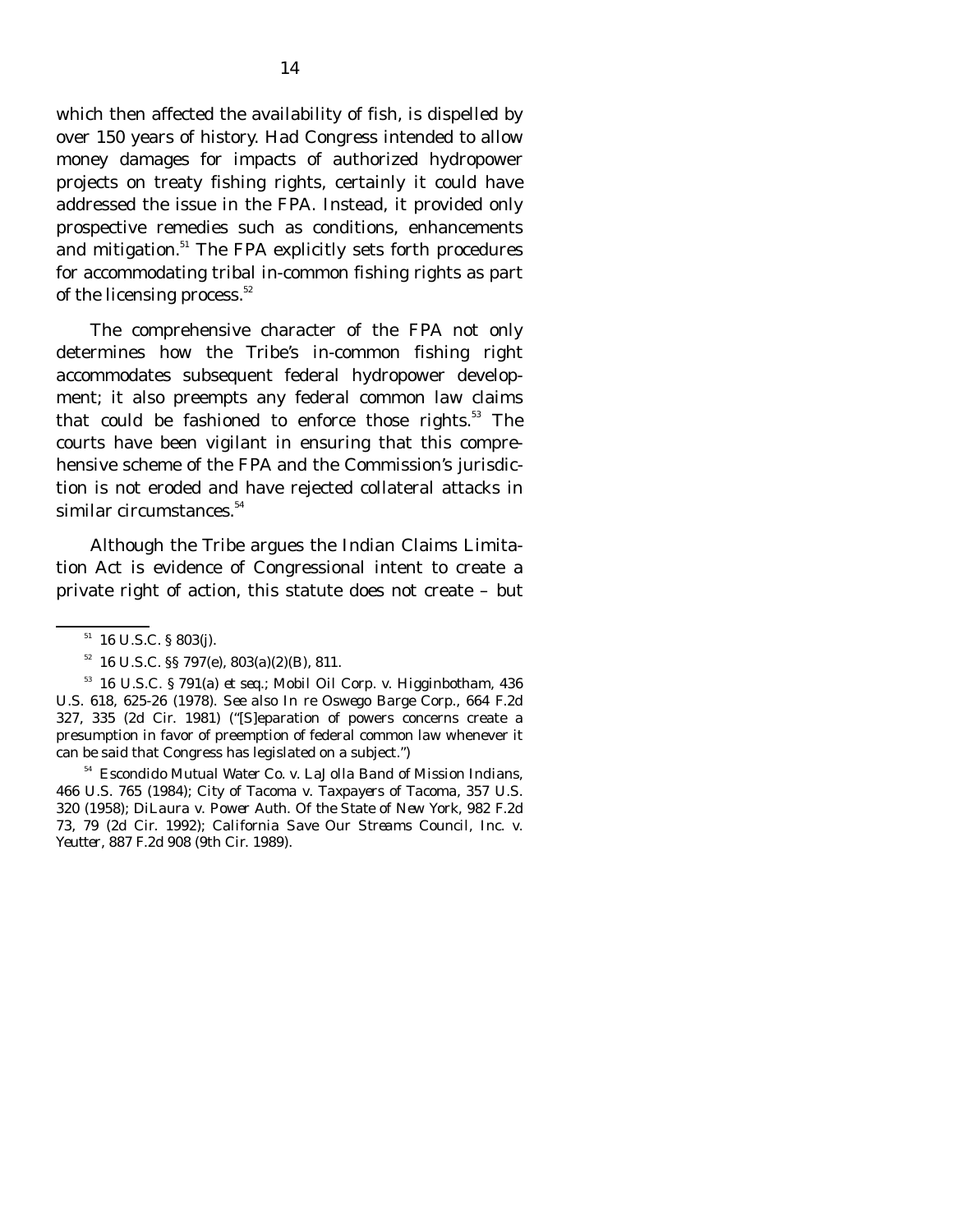which then affected the availability of fish, is dispelled by over 150 years of history. Had Congress intended to allow money damages for impacts of authorized hydropower projects on treaty fishing rights, certainly it could have addressed the issue in the FPA. Instead, it provided only prospective remedies such as conditions, enhancements and mitigation.[51] The FPA explicitly sets forth procedures for accommodating tribal in-common fishing rights as part of the licensing process.[52]

The comprehensive character of the FPA not only determines how the Tribe's in-common fishing right accommodates subsequent federal hydropower development; it also preempts any federal common law claims that could be fashioned to enforce those rights.[53] The courts have been vigilant in ensuring that this comprehensive scheme of the FPA and the Commission's jurisdiction is not eroded and have rejected collateral attacks in similar circumstances.[54]

Although the Tribe argues the Indian Claims Limitation Act is evidence of Congressional intent to create a private right of action, this statute does not create – but

---

[51] 16 U.S.C. § 803(j).

[52] 16 U.S.C. §§ 797(e), 803(a)(2)(B), 811.

[53] 16 U.S.C. § 791(a) *et seq.*; *Mobil Oil Corp. v. Higginbotham*, 436 U.S. 618, 625-26 (1978). *See also In re Oswego Barge Corp.*, 664 F.2d 327, 335 (2d Cir. 1981) ("[S]eparation of powers concerns create a presumption in favor of preemption of federal common law whenever it can be said that Congress has legislated on a subject.")

[54] *Escondido Mutual Water Co. v. LaJolla Band of Mission Indians*, 466 U.S. 765 (1984); *City of Tacoma v. Taxpayers of Tacoma*, 357 U.S. 320 (1958); *DiLaura v. Power Auth. Of the State of New York*, 982 F.2d 73, 79 (2d Cir. 1992); *California Save Our Streams Council, Inc. v. Yeutter*, 887 F.2d 908 (9th Cir. 1989).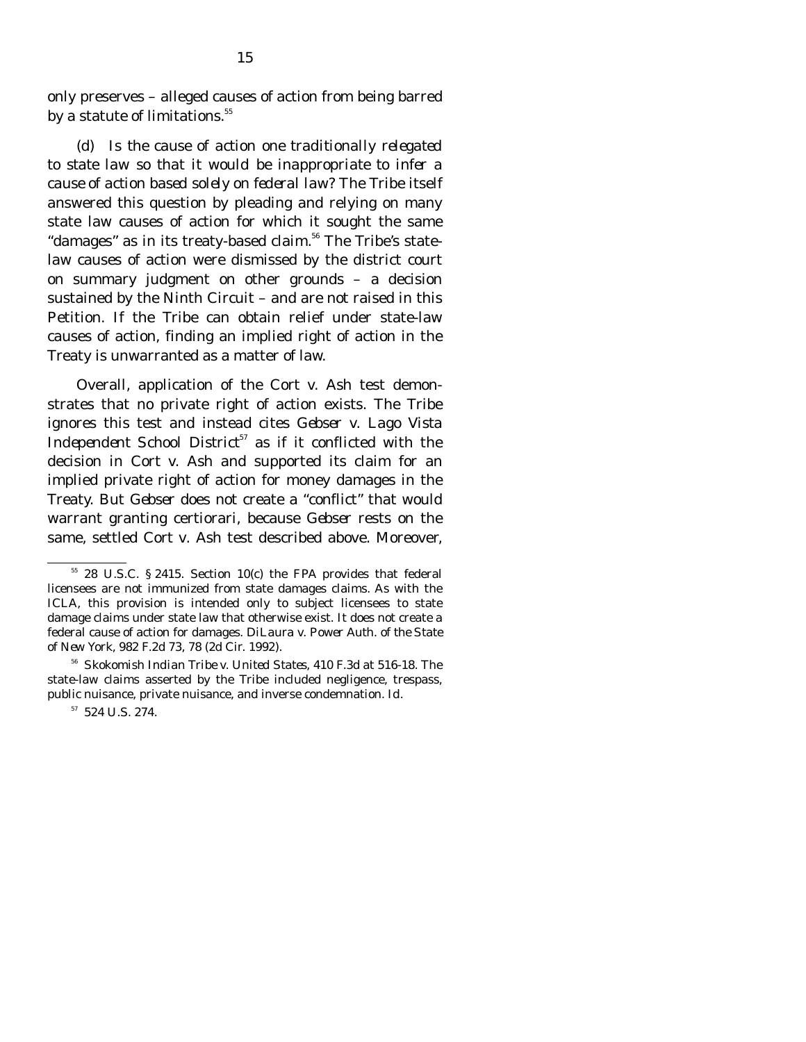only preserves – alleged causes of action from being barred by a statute of limitations.[55]

(d) *Is the cause of action one traditionally relegated to state law so that it would be inappropriate to infer a cause of action based solely on federal law?* The Tribe itself answered this question by pleading and relying on many state law causes of action for which it sought the same "damages" as in its treaty-based claim.[56] The Tribe's state-law causes of action were dismissed by the district court on summary judgment on other grounds – a decision sustained by the Ninth Circuit – and are not raised in this Petition. If the Tribe can obtain relief under state-law causes of action, finding an implied right of action in the Treaty is unwarranted as a matter of law.

Overall, application of the *Cort v. Ash* test demonstrates that no private right of action exists. The Tribe ignores this test and instead cites *Gebser v. Lago Vista Independent School District*[57] as if it conflicted with the decision in *Cort v. Ash* and supported its claim for an implied private right of action for money damages in the Treaty. But *Gebser* does not create a "conflict" that would warrant granting certiorari, because *Gebser* rests on the same, settled *Cort v. Ash* test described above. Moreover,

---

[55] 28 U.S.C. § 2415. Section 10(c) the FPA provides that federal licensees are not immunized from state damages claims. As with the ICLA, this provision is intended only to subject licensees to state damage claims under state law that otherwise exist. It does not create a federal cause of action for damages. *DiLaura v. Power Auth. of the State of New York*, 982 F.2d 73, 78 (2d Cir. 1992).

[56] *Skokomish Indian Tribe v. United States*, 410 F.3d at 516-18. The state-law claims asserted by the Tribe included negligence, trespass, public nuisance, private nuisance, and inverse condemnation. *Id.*

[57] 524 U.S. 274.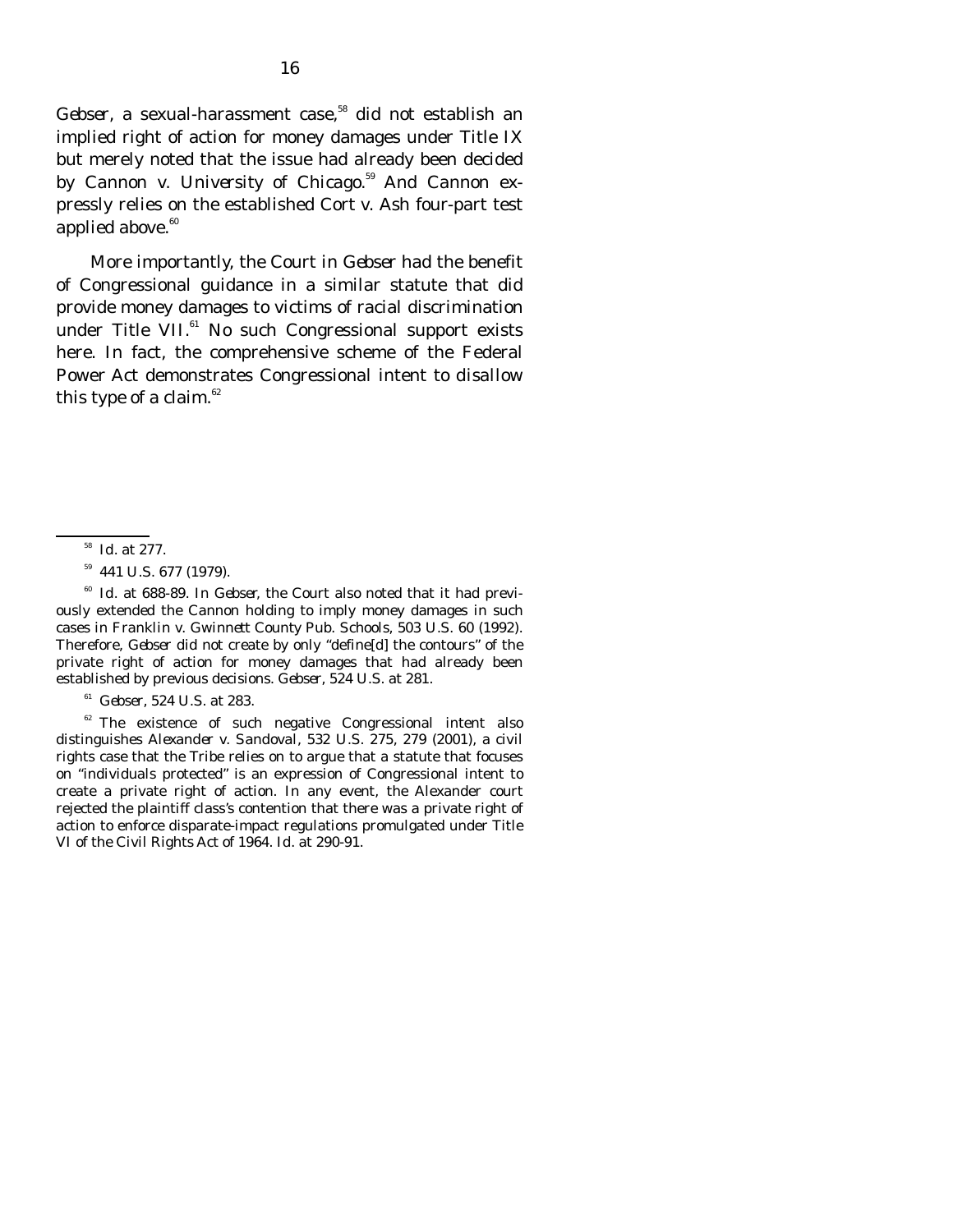*Gebser*, a sexual-harassment case,[58] did not establish an implied right of action for money damages under Title IX but merely noted that the issue had already been decided by *Cannon v. University of Chicago*.[59] And *Cannon* expressly relies on the established *Cort v. Ash* four-part test applied above.[60]

More importantly, the Court in *Gebser* had the benefit of Congressional guidance in a similar statute that did provide money damages to victims of racial discrimination under Title VII.[61] No such Congressional support exists here. In fact, the comprehensive scheme of the Federal Power Act demonstrates Congressional intent to disallow this type of a claim.[62]

---

[58] *Id.* at 277.

[59] 441 U.S. 677 (1979).

[60] *Id.* at 688-89. In *Gebser*, the Court also noted that it had previously extended the *Cannon* holding to imply money damages in such cases in *Franklin v. Gwinnett County Pub. Schools*, 503 U.S. 60 (1992). Therefore, *Gebser* did not create by only "define[d] the contours" of the private right of action for money damages that had already been established by previous decisions. *Gebser*, 524 U.S. at 281.

[61] *Gebser*, 524 U.S. at 283.

[62] The existence of such negative Congressional intent also distinguishes *Alexander v. Sandoval*, 532 U.S. 275, 279 (2001), a civil rights case that the Tribe relies on to argue that a statute that focuses on "individuals protected" is an expression of Congressional intent to create a private right of action. In any event, the *Alexander* court rejected the plaintiff class's contention that there was a private right of action to enforce disparate-impact regulations promulgated under Title VI of the Civil Rights Act of 1964. *Id.* at 290-91.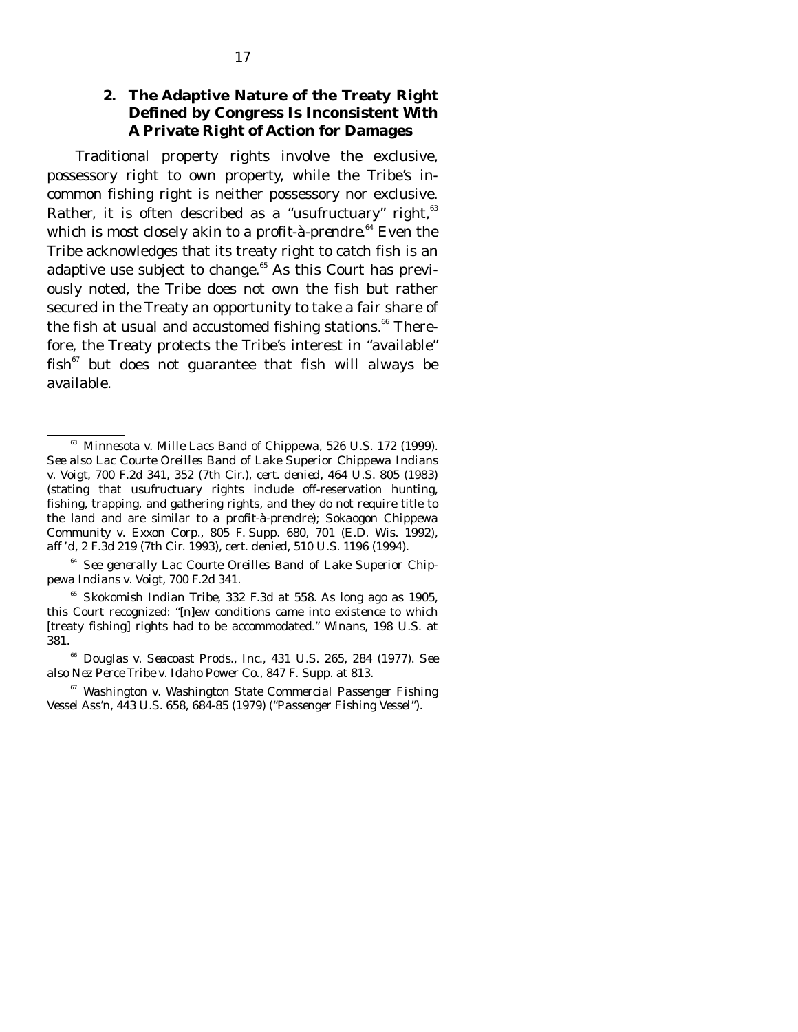### 2. The Adaptive Nature of the Treaty Right Defined by Congress Is Inconsistent With A Private Right of Action for Damages

Traditional property rights involve the exclusive, possessory right to own property, while the Tribe's in-common fishing right is neither possessory nor exclusive. Rather, it is often described as a "usufructuary" right,[63] which is most closely akin to a *profit-à-prendre*.[64] Even the Tribe acknowledges that its treaty right to catch fish is an adaptive use subject to change.[65] As this Court has previously noted, the Tribe does not own the fish but rather secured in the Treaty an opportunity to take a fair share of the fish at usual and accustomed fishing stations.[66] Therefore, the Treaty protects the Tribe's interest in "available" fish[67] but does not guarantee that fish will always be available.

---

[63] *Minnesota v. Mille Lacs Band of Chippewa*, 526 U.S. 172 (1999). *See also Lac Courte Oreilles Band of Lake Superior Chippewa Indians v. Voigt*, 700 F.2d 341, 352 (7th Cir.), *cert. denied*, 464 U.S. 805 (1983) (stating that usufructuary rights include off-reservation hunting, fishing, trapping, and gathering rights, and they do not require title to the land and are similar to a *profit-à-prendre*); *Sokaogon Chippewa Community v. Exxon Corp.*, 805 F. Supp. 680, 701 (E.D. Wis. 1992), *aff'd*, 2 F.3d 219 (7th Cir. 1993), *cert. denied*, 510 U.S. 1196 (1994).

[64] *See generally Lac Courte Oreilles Band of Lake Superior Chippewa Indians v. Voigt*, 700 F.2d 341.

[65] *Skokomish Indian Tribe*, 332 F.3d at 558. As long ago as 1905, this Court recognized: "[n]ew conditions came into existence to which [treaty fishing] rights had to be accommodated." *Winans*, 198 U.S. at 381.

[66] *Douglas v. Seacoast Prods., Inc.*, 431 U.S. 265, 284 (1977). *See also Nez Perce Tribe v. Idaho Power Co.*, 847 F. Supp. at 813.

[67] *Washington v. Washington State Commercial Passenger Fishing Vessel Ass'n*, 443 U.S. 658, 684-85 (1979) ("*Passenger Fishing Vessel*").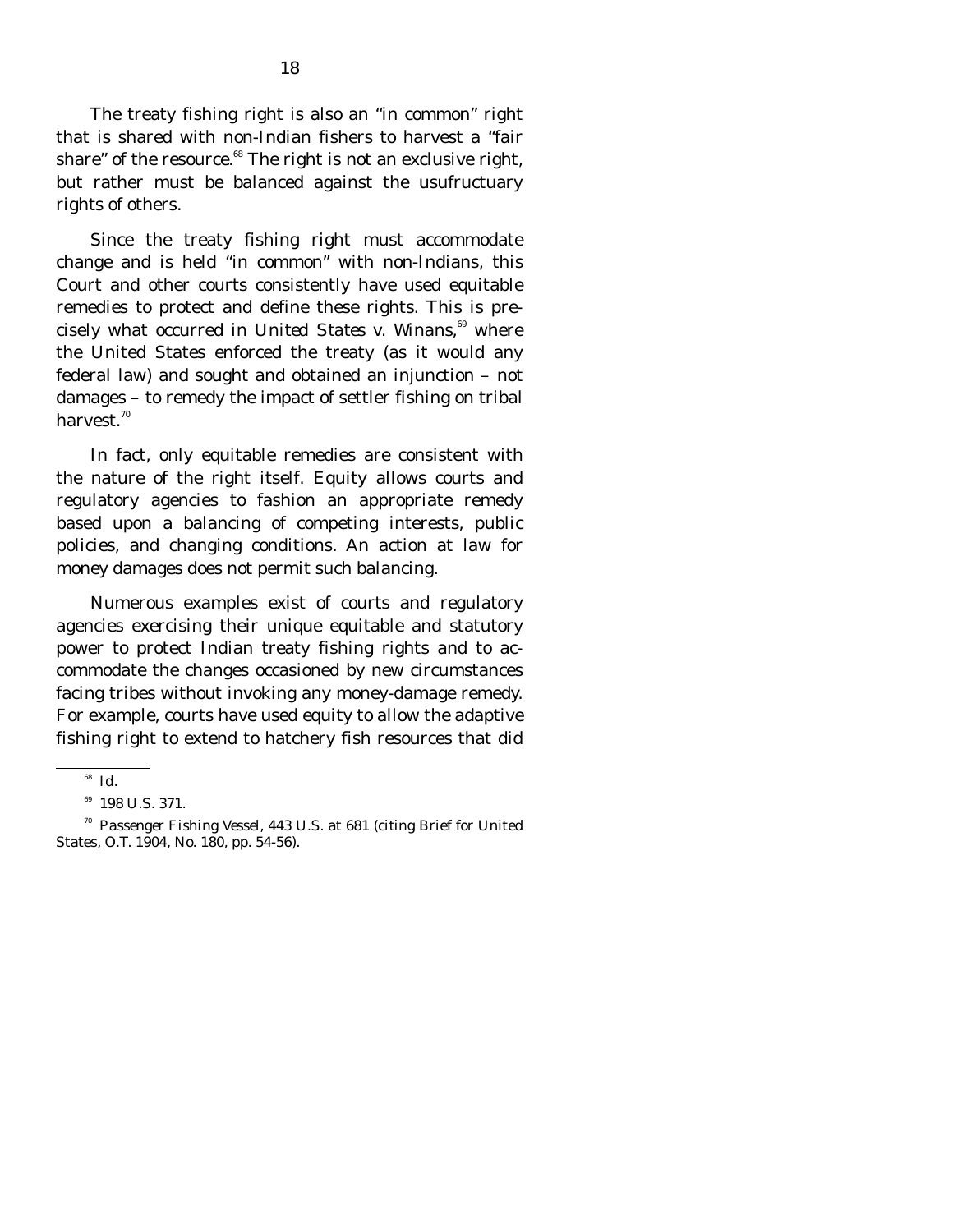The treaty fishing right is also an "in common" right that is shared with non-Indian fishers to harvest a "fair share" of the resource.[68] The right is not an exclusive right, but rather must be balanced against the usufructuary rights of others.

Since the treaty fishing right must accommodate change and is held "in common" with non-Indians, this Court and other courts consistently have used equitable remedies to protect and define these rights. This is precisely what occurred in *United States v. Winans*,[69] where the United States enforced the treaty (as it would any federal law) and sought and obtained an injunction – not damages – to remedy the impact of settler fishing on tribal harvest.[70]

In fact, only equitable remedies are consistent with the nature of the right itself. Equity allows courts and regulatory agencies to fashion an appropriate remedy based upon a balancing of competing interests, public policies, and changing conditions. An action at law for money damages does not permit such balancing.

Numerous examples exist of courts and regulatory agencies exercising their unique equitable and statutory power to protect Indian treaty fishing rights and to accommodate the changes occasioned by new circumstances facing tribes without invoking any money-damage remedy. For example, courts have used equity to allow the adaptive fishing right to extend to hatchery fish resources that did

---

[68] *Id.*

[69] 198 U.S. 371.

[70] *Passenger Fishing Vessel*, 443 U.S. at 681 (citing Brief for United States, O.T. 1904, No. 180, pp. 54-56).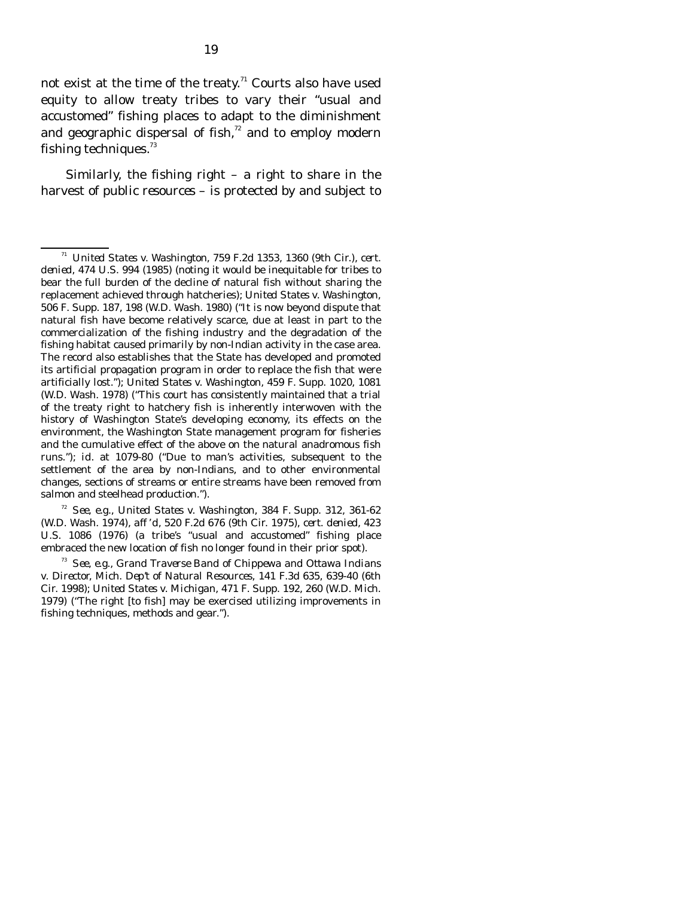not exist at the time of the treaty.[71] Courts also have used equity to allow treaty tribes to vary their "usual and accustomed" fishing places to adapt to the diminishment and geographic dispersal of fish,[72] and to employ modern fishing techniques.[73]

Similarly, the fishing right – a right to share in the harvest of public resources – is protected by and subject to

---

[71] *United States v. Washington*, 759 F.2d 1353, 1360 (9th Cir.), *cert. denied*, 474 U.S. 994 (1985) (noting it would be inequitable for tribes to bear the full burden of the decline of natural fish without sharing the replacement achieved through hatcheries); *United States v. Washington*, 506 F. Supp. 187, 198 (W.D. Wash. 1980) ("It is now beyond dispute that natural fish have become relatively scarce, due at least in part to the commercialization of the fishing industry and the degradation of the fishing habitat caused primarily by non-Indian activity in the case area. The record also establishes that the State has developed and promoted its artificial propagation program in order to replace the fish that were artificially lost."); *United States v. Washington*, 459 F. Supp. 1020, 1081 (W.D. Wash. 1978) ("This court has consistently maintained that a trial of the treaty right to hatchery fish is inherently interwoven with the history of Washington State's developing economy, its effects on the environment, the Washington State management program for fisheries and the cumulative effect of the above on the natural anadromous fish runs."); *id.* at 1079-80 ("Due to man's activities, subsequent to the settlement of the area by non-Indians, and to other environmental changes, sections of streams or entire streams have been removed from salmon and steelhead production.").

[72] *See, e.g.*, *United States v. Washington*, 384 F. Supp. 312, 361-62 (W.D. Wash. 1974), *aff'd*, 520 F.2d 676 (9th Cir. 1975), *cert. denied*, 423 U.S. 1086 (1976) (a tribe's "usual and accustomed" fishing place embraced the new location of fish no longer found in their prior spot).

[73] *See, e.g.*, *Grand Traverse Band of Chippewa and Ottawa Indians v. Director, Mich. Dep't of Natural Resources*, 141 F.3d 635, 639-40 (6th Cir. 1998); *United States v. Michigan*, 471 F. Supp. 192, 260 (W.D. Mich. 1979) ("The right [to fish] may be exercised utilizing improvements in fishing techniques, methods and gear.").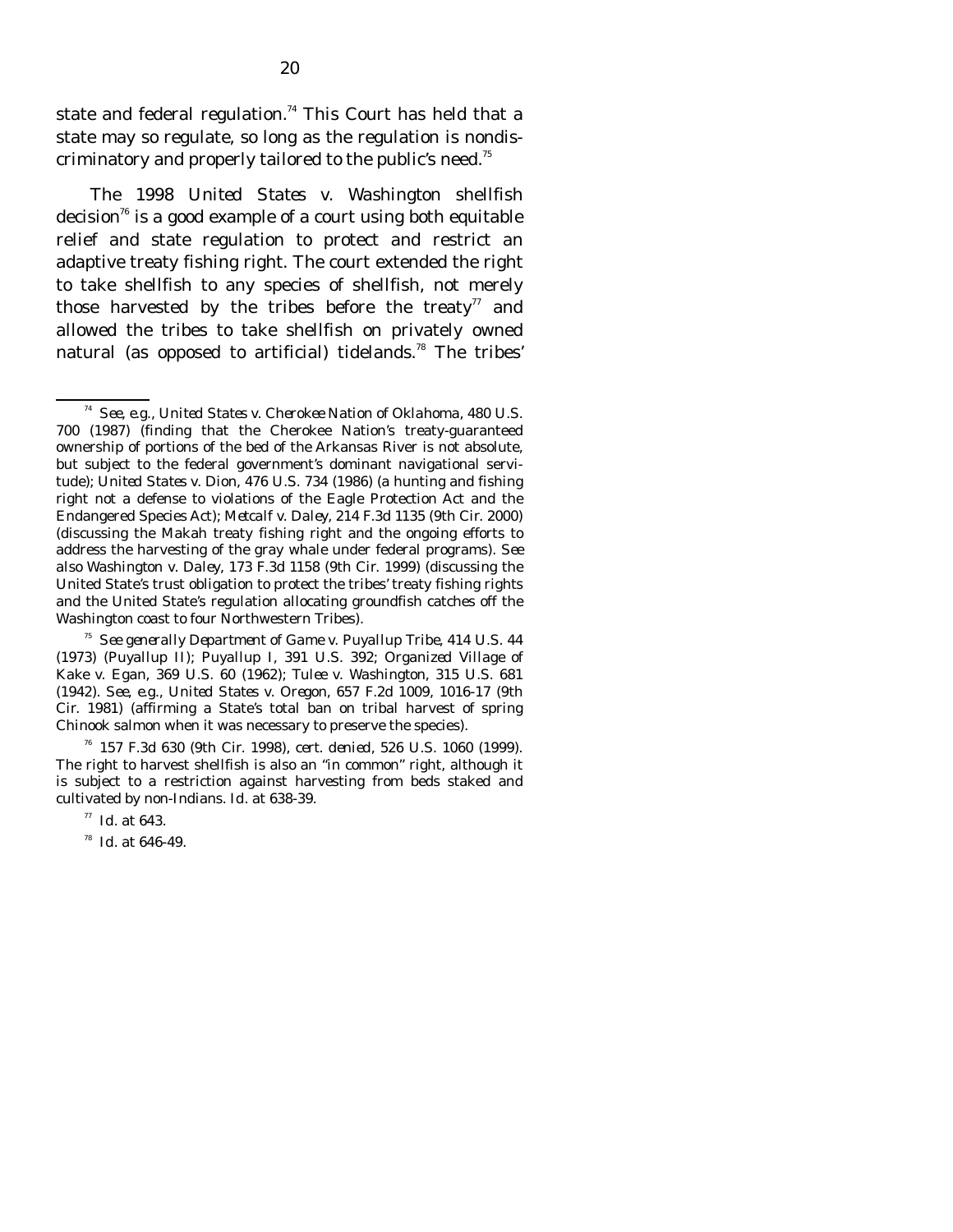state and federal regulation.[74] This Court has held that a state may so regulate, so long as the regulation is nondiscriminatory and properly tailored to the public's need.[75]

The 1998 *United States v. Washington* shellfish decision[76] is a good example of a court using both equitable relief and state regulation to protect and restrict an adaptive treaty fishing right. The court extended the right to take shellfish to any species of shellfish, not merely those harvested by the tribes before the treaty[77] and allowed the tribes to take shellfish on privately owned natural (as opposed to artificial) tidelands.[78] The tribes'

---

[74] *See, e.g.*, *United States v. Cherokee Nation of Oklahoma*, 480 U.S. 700 (1987) (finding that the Cherokee Nation's treaty-guaranteed ownership of portions of the bed of the Arkansas River is not absolute, but subject to the federal government's dominant navigational servitude); *United States v. Dion*, 476 U.S. 734 (1986) (a hunting and fishing right not a defense to violations of the Eagle Protection Act and the Endangered Species Act); *Metcalf v. Daley*, 214 F.3d 1135 (9th Cir. 2000) (discussing the Makah treaty fishing right and the ongoing efforts to address the harvesting of the gray whale under federal programs). *See also Washington v. Daley*, 173 F.3d 1158 (9th Cir. 1999) (discussing the United State's trust obligation to protect the tribes' treaty fishing rights and the United State's regulation allocating groundfish catches off the Washington coast to four Northwestern Tribes).

[75] *See generally Department of Game v. Puyallup Tribe*, 414 U.S. 44 (1973) (*Puyallup II*); *Puyallup I*, 391 U.S. 392; *Organized Village of Kake v. Egan*, 369 U.S. 60 (1962); *Tulee v. Washington*, 315 U.S. 681 (1942). *See, e.g.*, *United States v. Oregon*, 657 F.2d 1009, 1016-17 (9th Cir. 1981) (affirming a State's total ban on tribal harvest of spring Chinook salmon when it was necessary to preserve the species).

[76] 157 F.3d 630 (9th Cir. 1998), *cert. denied*, 526 U.S. 1060 (1999). The right to harvest shellfish is also an "in common" right, although it is subject to a restriction against harvesting from beds staked and cultivated by non-Indians. *Id.* at 638-39.

[77] *Id.* at 643.

[78] *Id.* at 646-49.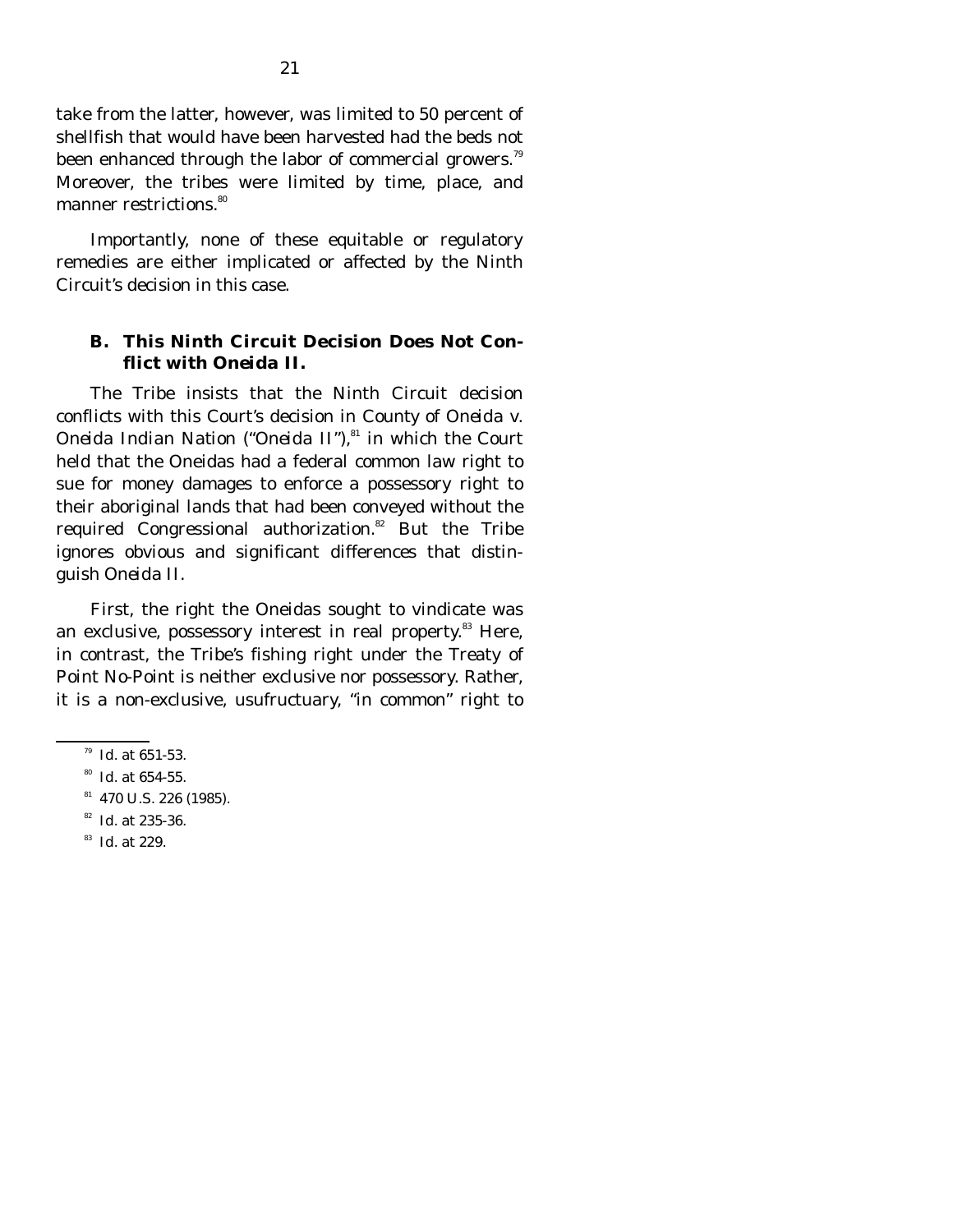take from the latter, however, was limited to 50 percent of shellfish that would have been harvested had the beds not been enhanced through the labor of commercial growers.[79] Moreover, the tribes were limited by time, place, and manner restrictions.[80]

Importantly, none of these equitable or regulatory remedies are either implicated or affected by the Ninth Circuit's decision in this case.

### B. This Ninth Circuit Decision Does Not Conflict with *Oneida II*.

The Tribe insists that the Ninth Circuit decision conflicts with this Court's decision in *County of Oneida v. Oneida Indian Nation* ("*Oneida II*"),[81] in which the Court held that the Oneidas had a federal common law right to sue for money damages to enforce a possessory right to their aboriginal lands that had been conveyed without the required Congressional authorization.[82] But the Tribe ignores obvious and significant differences that distinguish *Oneida II*.

First, the right the Oneidas sought to vindicate was an exclusive, possessory interest in real property.[83] Here, in contrast, the Tribe's fishing right under the Treaty of Point No-Point is neither exclusive nor possessory. Rather, it is a non-exclusive, usufructuary, "in common" right to

---

[79] *Id.* at 651-53.

[80] *Id.* at 654-55.

[81] 470 U.S. 226 (1985).

[82] *Id.* at 235-36.

[83] *Id.* at 229.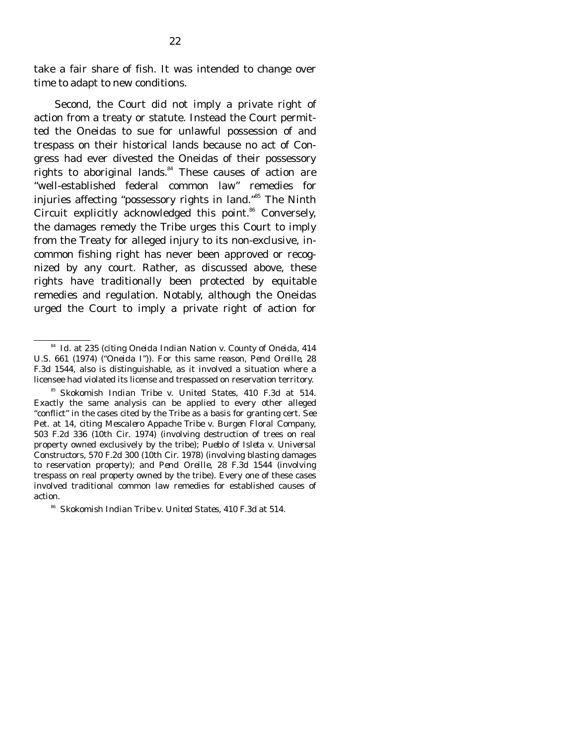take a fair share of fish. It was intended to change over time to adapt to new conditions.

Second, the Court did not imply a private right of action from a treaty or statute. Instead the Court permitted the Oneidas to sue for unlawful possession of and trespass on their historical lands because no act of Congress had ever divested the Oneidas of their possessory rights to aboriginal lands.[84] These causes of action are "well-established federal common law" remedies for injuries affecting "possessory rights in land."[85] The Ninth Circuit explicitly acknowledged this point.[86] Conversely, the damages remedy the Tribe urges this Court to imply from the Treaty for alleged injury to its non-exclusive, in-common fishing right has never been approved or recognized by any court. Rather, as discussed above, these rights have traditionally been protected by equitable remedies and regulation. Notably, although the Oneidas urged the Court to imply a private right of action for

---

[84] *Id.* at 235 (citing *Oneida Indian Nation v. County of Oneida*, 414 U.S. 661 (1974) ("*Oneida I*")). For this same reason, *Pend Oreille*, 28 F.3d 1544, also is distinguishable, as it involved a situation where a licensee had violated its license and trespassed on reservation territory.

[85] *Skokomish Indian Tribe v. United States*, 410 F.3d at 514. Exactly the same analysis can be applied to every other alleged "conflict" in the cases cited by the Tribe as a basis for granting cert. *See* Pet. at 14, citing *Mescalero Appache Tribe v. Burgen Floral Company*, 503 F.2d 336 (10th Cir. 1974) (involving destruction of trees on real property owned exclusively by the tribe); *Pueblo of Isleta v. Universal Constructors*, 570 F.2d 300 (10th Cir. 1978) (involving blasting damages to reservation property); and *Pend Oreille*, 28 F.3d 1544 (involving trespass on real property owned by the tribe). Every one of these cases involved traditional common law remedies for established causes of action.

[86] *Skokomish Indian Tribe v. United States*, 410 F.3d at 514.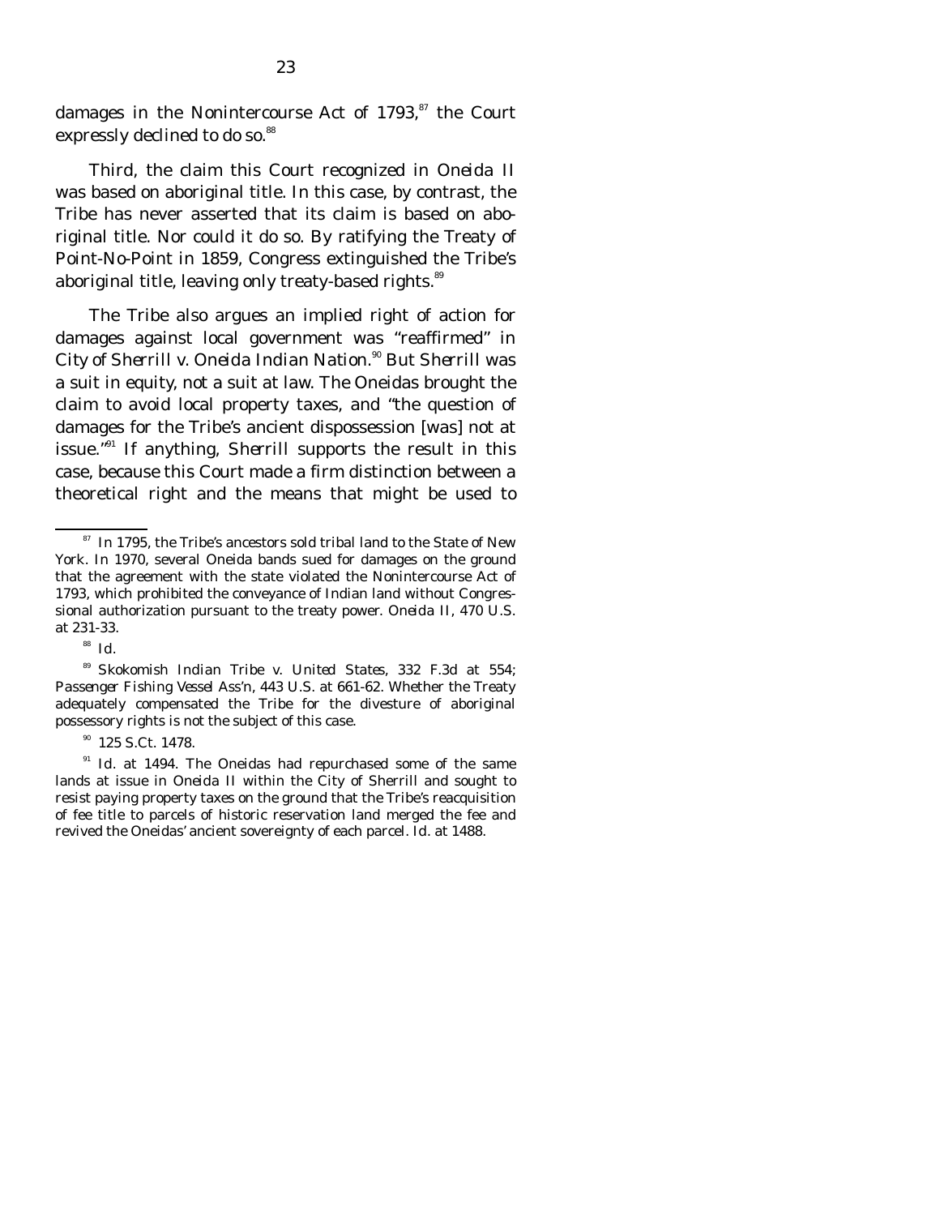damages in the Nonintercourse Act of 1793,[87] the Court expressly declined to do so.[88]

Third, the claim this Court recognized in *Oneida II* was based on aboriginal title. In this case, by contrast, the Tribe has never asserted that its claim is based on aboriginal title. Nor could it do so. By ratifying the Treaty of Point-No-Point in 1859, Congress extinguished the Tribe's aboriginal title, leaving only treaty-based rights.[89]

The Tribe also argues an implied right of action for damages against local government was "reaffirmed" in *City of Sherrill v. Oneida Indian Nation*.[90] But *Sherrill* was a suit in equity, not a suit at law. The Oneidas brought the claim to avoid local property taxes, and "the question of damages for the Tribe's ancient dispossession [was] not at issue."[91] If anything, *Sherrill* supports the result in this case, because this Court made a firm distinction between a theoretical right and the means that might be used to

---

[87] In 1795, the Tribe's ancestors sold tribal land to the State of New York. In 1970, several Oneida bands sued for damages on the ground that the agreement with the state violated the Nonintercourse Act of 1793, which prohibited the conveyance of Indian land without Congressional authorization pursuant to the treaty power. *Oneida II*, 470 U.S. at 231-33.

[88] *Id.*

[89] *Skokomish Indian Tribe v. United States*, 332 F.3d at 554; *Passenger Fishing Vessel Ass'n*, 443 U.S. at 661-62. Whether the Treaty adequately compensated the Tribe for the divesture of aboriginal possessory rights is not the subject of this case.

[90] 125 S.Ct. 1478.

[91] *Id.* at 1494. The Oneidas had repurchased some of the same lands at issue in *Oneida II* within the City of Sherrill and sought to resist paying property taxes on the ground that the Tribe's reacquisition of fee title to parcels of historic reservation land merged the fee and revived the Oneidas' ancient sovereignty of each parcel. *Id.* at 1488.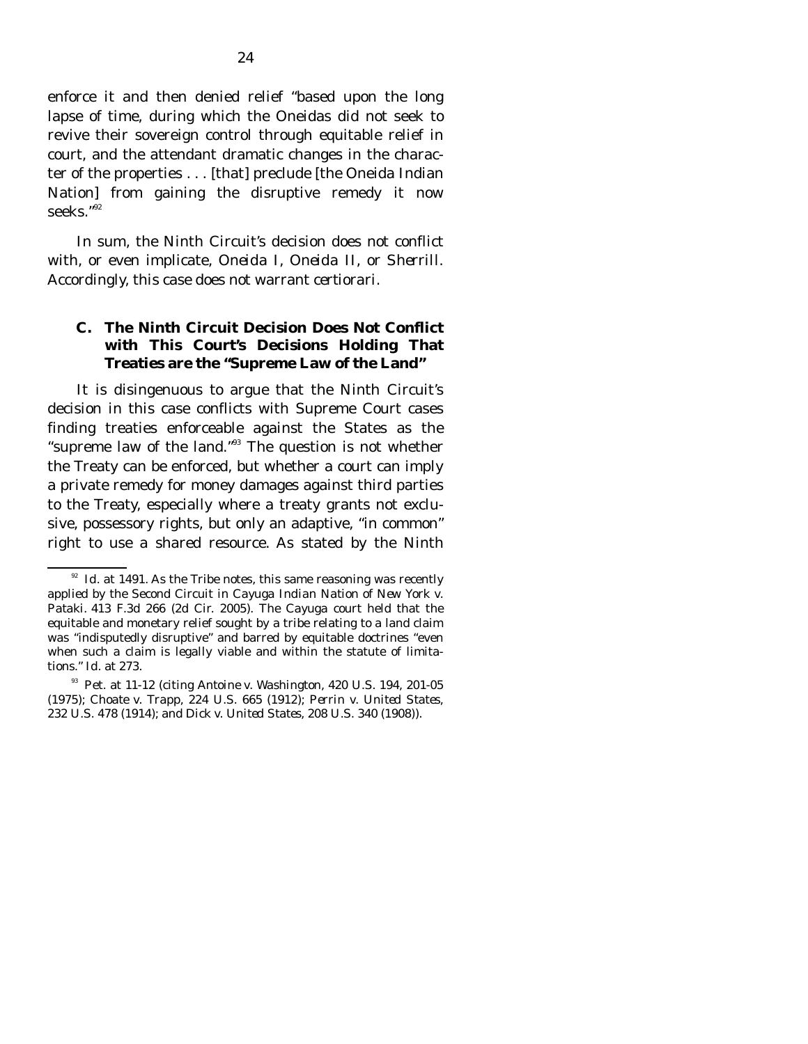enforce it and then denied relief "based upon the long lapse of time, during which the Oneidas did not seek to revive their sovereign control through equitable relief in court, and the attendant dramatic changes in the character of the properties . . . [that] preclude [the Oneida Indian Nation] from gaining the disruptive remedy it now seeks."[92]

In sum, the Ninth Circuit's decision does not conflict with, or even implicate, *Oneida I*, *Oneida II*, or *Sherrill*. Accordingly, this case does not warrant certiorari.

### C. The Ninth Circuit Decision Does Not Conflict with This Court's Decisions Holding That Treaties are the "Supreme Law of the Land"

It is disingenuous to argue that the Ninth Circuit's decision in this case conflicts with Supreme Court cases finding treaties enforceable against the States as the "supreme law of the land."[93] The question is not whether the Treaty can be enforced, but whether a court can imply a private remedy for money damages against third parties to the Treaty, especially where a treaty grants not exclusive, possessory rights, but only an adaptive, "in common" right to use a shared resource. As stated by the Ninth

---

[92] *Id.* at 1491. As the Tribe notes, this same reasoning was recently applied by the Second Circuit in *Cayuga Indian Nation of New York v. Pataki*. 413 F.3d 266 (2d Cir. 2005). The *Cayuga* court held that the equitable and monetary relief sought by a tribe relating to a land claim was "indisputedly disruptive" and barred by equitable doctrines "even when such a claim is legally viable and within the statute of limitations." *Id.* at 273.

[93] Pet. at 11-12 (citing *Antoine v. Washington*, 420 U.S. 194, 201-05 (1975); *Choate v. Trapp*, 224 U.S. 665 (1912); *Perrin v. United States*, 232 U.S. 478 (1914); and *Dick v. United States*, 208 U.S. 340 (1908)).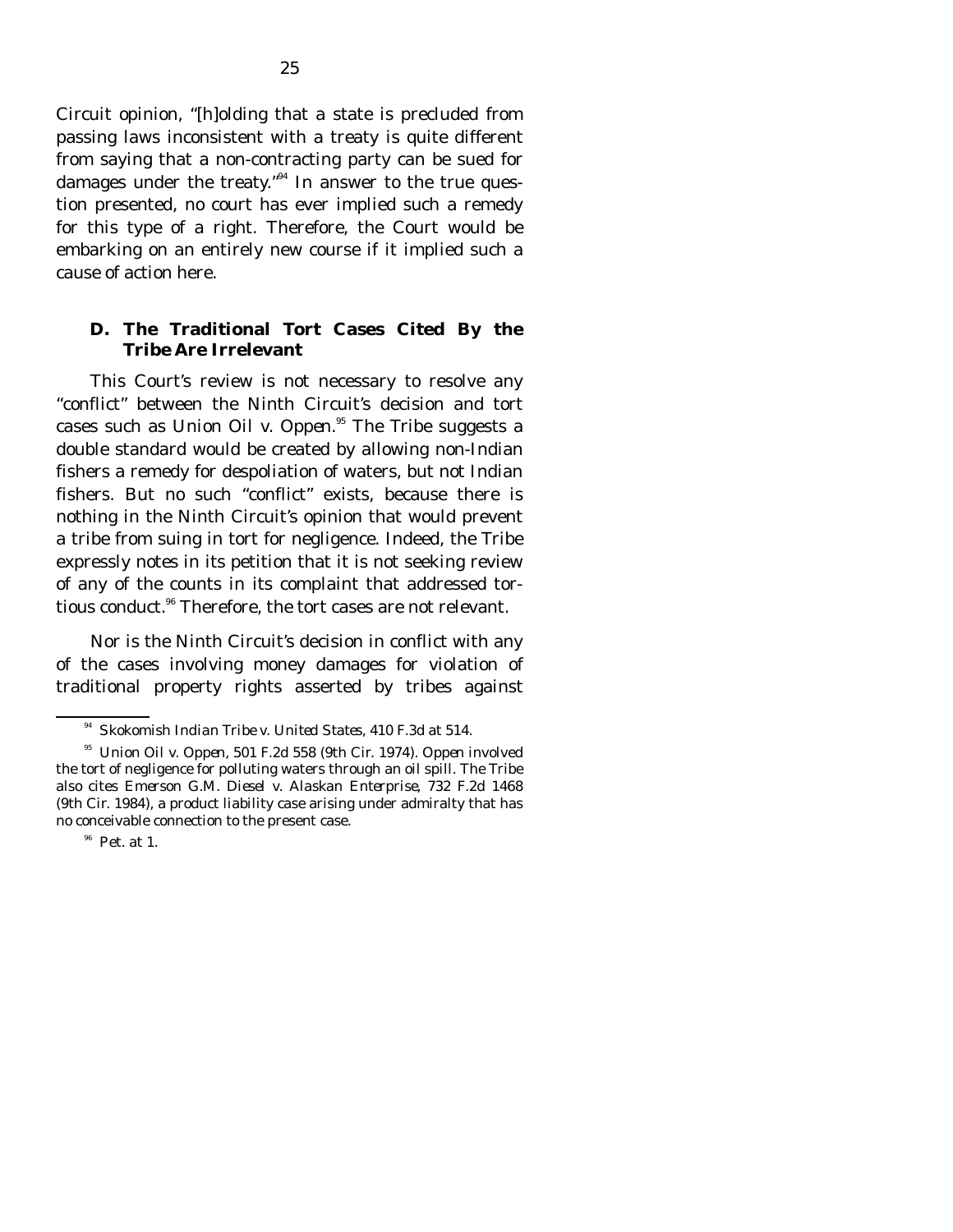Circuit opinion, "[h]olding that a state is precluded from passing laws inconsistent with a treaty is quite different from saying that a non-contracting party can be sued for damages under the treaty."[94] In answer to the true question presented, no court has ever implied such a remedy for this type of a right. Therefore, the Court would be embarking on an entirely new course if it implied such a cause of action here.

### D. The Traditional Tort Cases Cited By the Tribe Are Irrelevant

This Court's review is not necessary to resolve any "conflict" between the Ninth Circuit's decision and tort cases such as *Union Oil v. Oppen*.[95] The Tribe suggests a double standard would be created by allowing non-Indian fishers a remedy for despoliation of waters, but not Indian fishers. But no such "conflict" exists, because there is nothing in the Ninth Circuit's opinion that would prevent a tribe from suing in tort for negligence. Indeed, the Tribe expressly notes in its petition that it is not seeking review of any of the counts in its complaint that addressed tortious conduct.[96] Therefore, the tort cases are not relevant.

Nor is the Ninth Circuit's decision in conflict with any of the cases involving money damages for violation of traditional property rights asserted by tribes against

---

[94] *Skokomish Indian Tribe v. United States*, 410 F.3d at 514.

[95] *Union Oil v. Oppen*, 501 F.2d 558 (9th Cir. 1974). *Oppen* involved the tort of negligence for polluting waters through an oil spill. The Tribe also cites *Emerson G.M. Diesel v. Alaskan Enterprise*, 732 F.2d 1468 (9th Cir. 1984), a product liability case arising under admiralty that has no conceivable connection to the present case.

[96] Pet. at 1.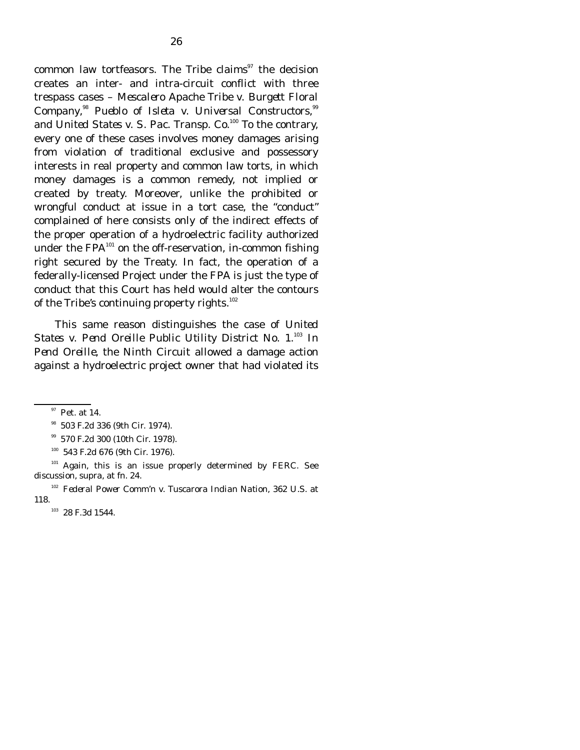common law tortfeasors. The Tribe claims[97] the decision creates an inter- and intra-circuit conflict with three trespass cases – *Mescalero Apache Tribe v. Burgett Floral Company*,[98] *Pueblo of Isleta v. Universal Constructors*,[99] and *United States v. S. Pac. Transp. Co.*[100] To the contrary, every one of these cases involves money damages arising from violation of traditional exclusive and possessory interests in real property and common law torts, in which money damages is a common remedy, not implied or created by treaty. Moreover, unlike the prohibited or wrongful conduct at issue in a tort case, the "conduct" complained of here consists only of the indirect effects of the proper operation of a hydroelectric facility authorized under the FPA[101] on the off-reservation, in-common fishing right secured by the Treaty. In fact, the operation of a federally-licensed Project under the FPA is just the type of conduct that this Court has held would alter the contours of the Tribe's continuing property rights.[102]

This same reason distinguishes the case of *United States v. Pend Oreille Public Utility District No. 1*.[103] In *Pend Oreille*, the Ninth Circuit allowed a damage action against a hydroelectric project owner that had violated its

---

[97] Pet. at 14.

[98] 503 F.2d 336 (9th Cir. 1974).

[99] 570 F.2d 300 (10th Cir. 1978).

[100] 543 F.2d 676 (9th Cir. 1976).

[101] Again, this is an issue properly determined by FERC. *See* discussion, *supra*, at fn. 24.

[102] *Federal Power Comm'n v. Tuscarora Indian Nation*, 362 U.S. at 118.

[103] 28 F.3d 1544.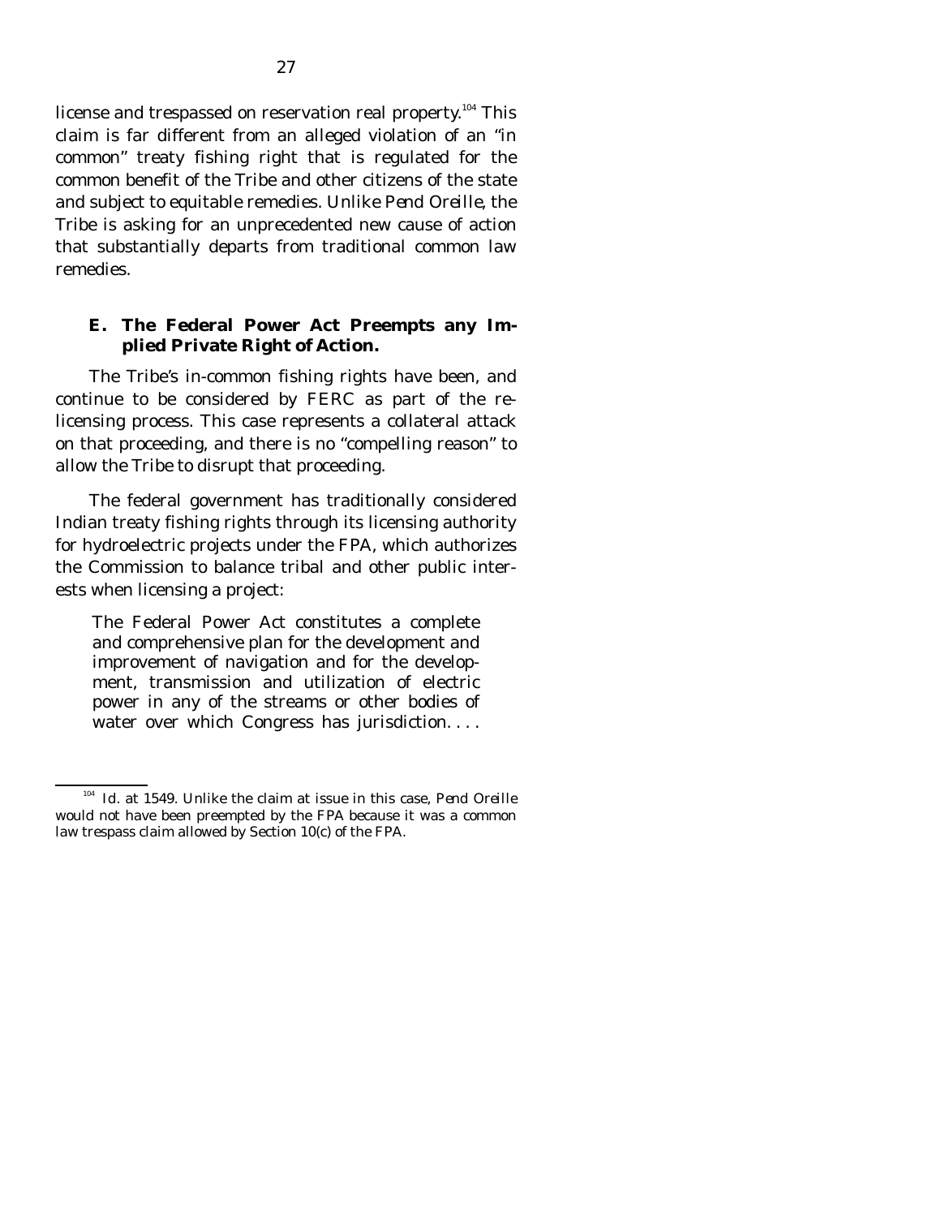license and trespassed on reservation real property.[104] This claim is far different from an alleged violation of an "in common" treaty fishing right that is regulated for the common benefit of the Tribe and other citizens of the state and subject to equitable remedies. Unlike *Pend Oreille*, the Tribe is asking for an unprecedented new cause of action that substantially departs from traditional common law remedies.

### E. The Federal Power Act Preempts any Implied Private Right of Action.

The Tribe's in-common fishing rights have been, and continue to be considered by FERC as part of the relicensing process. This case represents a collateral attack on that proceeding, and there is no "compelling reason" to allow the Tribe to disrupt that proceeding.

The federal government has traditionally considered Indian treaty fishing rights through its licensing authority for hydroelectric projects under the FPA, which authorizes the Commission to balance tribal and other public interests when licensing a project:

> The Federal Power Act constitutes a complete and comprehensive plan for the development and improvement of navigation and for the development, transmission and utilization of electric power in any of the streams or other bodies of water over which Congress has jurisdiction. . . .

---

[104] *Id.* at 1549. Unlike the claim at issue in this case, *Pend Oreille* would not have been preempted by the FPA because it was a common law trespass claim allowed by Section 10(c) of the FPA.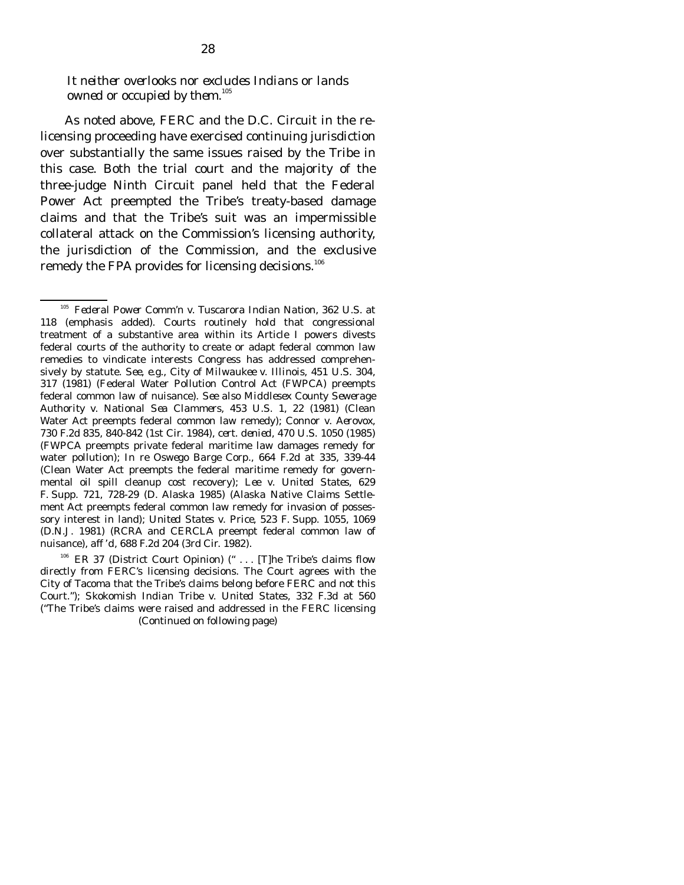*It neither overlooks nor excludes Indians or lands owned or occupied by them.*[105]

As noted above, FERC and the D.C. Circuit in the re-licensing proceeding have exercised continuing jurisdiction over substantially the same issues raised by the Tribe in this case. Both the trial court and the majority of the three-judge Ninth Circuit panel held that the Federal Power Act preempted the Tribe's treaty-based damage claims and that the Tribe's suit was an impermissible collateral attack on the Commission's licensing authority, the jurisdiction of the Commission, and the exclusive remedy the FPA provides for licensing decisions.[106]

---

[105] *Federal Power Comm'n v. Tuscarora Indian Nation*, 362 U.S. at 118 (emphasis added). Courts routinely hold that congressional treatment of a substantive area within its Article I powers divests federal courts of the authority to create or adapt federal common law remedies to vindicate interests Congress has addressed comprehensively by statute. *See, e.g.*, *City of Milwaukee v. Illinois*, 451 U.S. 304, 317 (1981) (Federal Water Pollution Control Act (FWPCA) preempts federal common law of nuisance). *See also Middlesex County Sewerage Authority v. National Sea Clammers*, 453 U.S. 1, 22 (1981) (Clean Water Act preempts federal common law remedy); *Connor v. Aerovox*, 730 F.2d 835, 840-842 (1st Cir. 1984), *cert. denied*, 470 U.S. 1050 (1985) (FWPCA preempts private federal maritime law damages remedy for water pollution); *In re Oswego Barge Corp.*, 664 F.2d at 335, 339-44 (Clean Water Act preempts the federal maritime remedy for governmental oil spill cleanup cost recovery); *Lee v. United States*, 629 F. Supp. 721, 728-29 (D. Alaska 1985) (Alaska Native Claims Settlement Act preempts federal common law remedy for invasion of possessory interest in land); *United States v. Price*, 523 F. Supp. 1055, 1069 (D.N.J. 1981) (RCRA and CERCLA preempt federal common law of nuisance), *aff'd*, 688 F.2d 204 (3rd Cir. 1982).

[106] ER 37 (District Court Opinion) (" . . . [T]he Tribe's claims flow directly from FERC's licensing decisions. The Court agrees with the City of Tacoma that the Tribe's claims belong before FERC and not this Court."); *Skokomish Indian Tribe v. United States*, 332 F.3d at 560 ("The Tribe's claims were raised and addressed in the FERC licensing

(Continued on following page)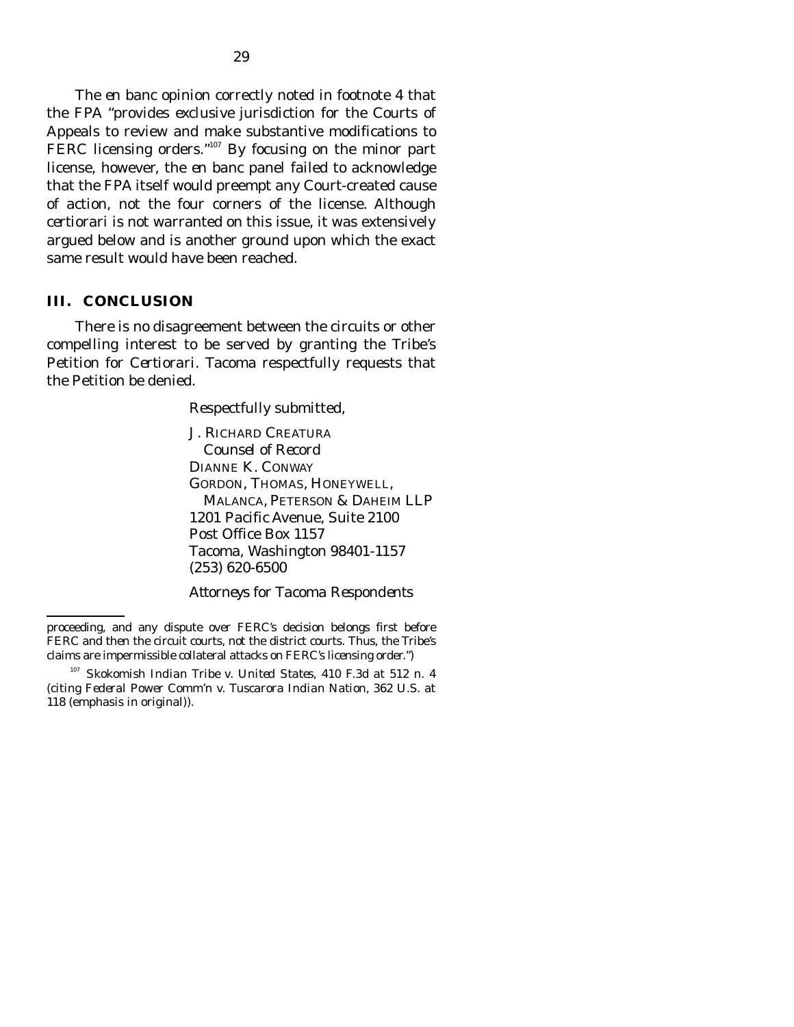The *en banc* opinion correctly noted in footnote 4 that the FPA "provides *exclusive* jurisdiction for the Courts of Appeals to review and make substantive modifications to FERC licensing orders."[107] By focusing on the minor part license, however, the *en banc* panel failed to acknowledge that the FPA itself would preempt any Court-created cause of action, not the four corners of the license. Although certiorari is not warranted on this issue, it was extensively argued below and is another ground upon which the exact same result would have been reached.

## III. CONCLUSION

There is no disagreement between the circuits or other compelling interest to be served by granting the Tribe's Petition for Certiorari. Tacoma respectfully requests that the Petition be denied.

Respectfully submitted,

J. RICHARD CREATURA
*Counsel of Record*
DIANNE K. CONWAY
GORDON, THOMAS, HONEYWELL, MALANCA, PETERSON & DAHEIM LLP
1201 Pacific Avenue, Suite 2100
Post Office Box 1157
Tacoma, Washington 98401-1157
(253) 620-6500

*Attorneys for Tacoma Respondents*

---

proceeding, and any dispute over FERC's decision belongs first before FERC and then the circuit courts, not the district courts. Thus, the Tribe's claims are impermissible collateral attacks on FERC's licensing order.")

[107] *Skokomish Indian Tribe v. United States*, 410 F.3d at 512 n. 4 (citing *Federal Power Comm'n v. Tuscarora Indian Nation*, 362 U.S. at 118 (emphasis in original)).